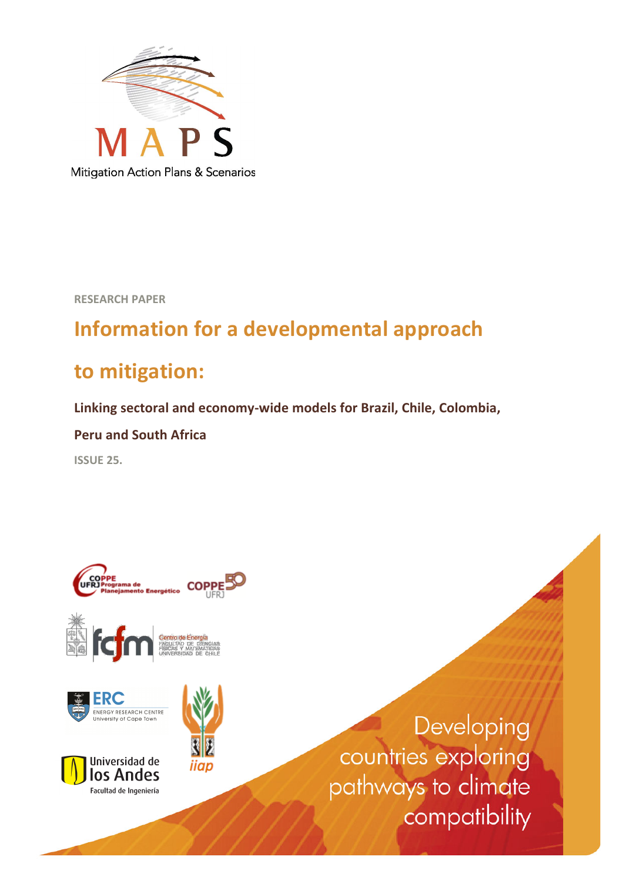MAPS

Mitigation Action Plans & Scenarios

RESEARCH PAPER

# Information for a developmental approach to mitigation:

## Linking sectoral and economy-wide models for Brazil, Chile, Colombia, Peru and South Africa

ISSUE 25.

COPPE UFRJ Programa de Planejamento Energético

COPPE 50 UFRJ

fcfm Centro de Energía FACULTAD DE CIENCIAS FÍSICAS Y MATEMÁTICAS UNIVERSIDAD DE CHILE

ERC ENERGY RESEARCH CENTRE University of Cape Town

iiap

Universidad de los Andes Facultad de Ingeniería

Developing countries exploring pathways to climate compatibility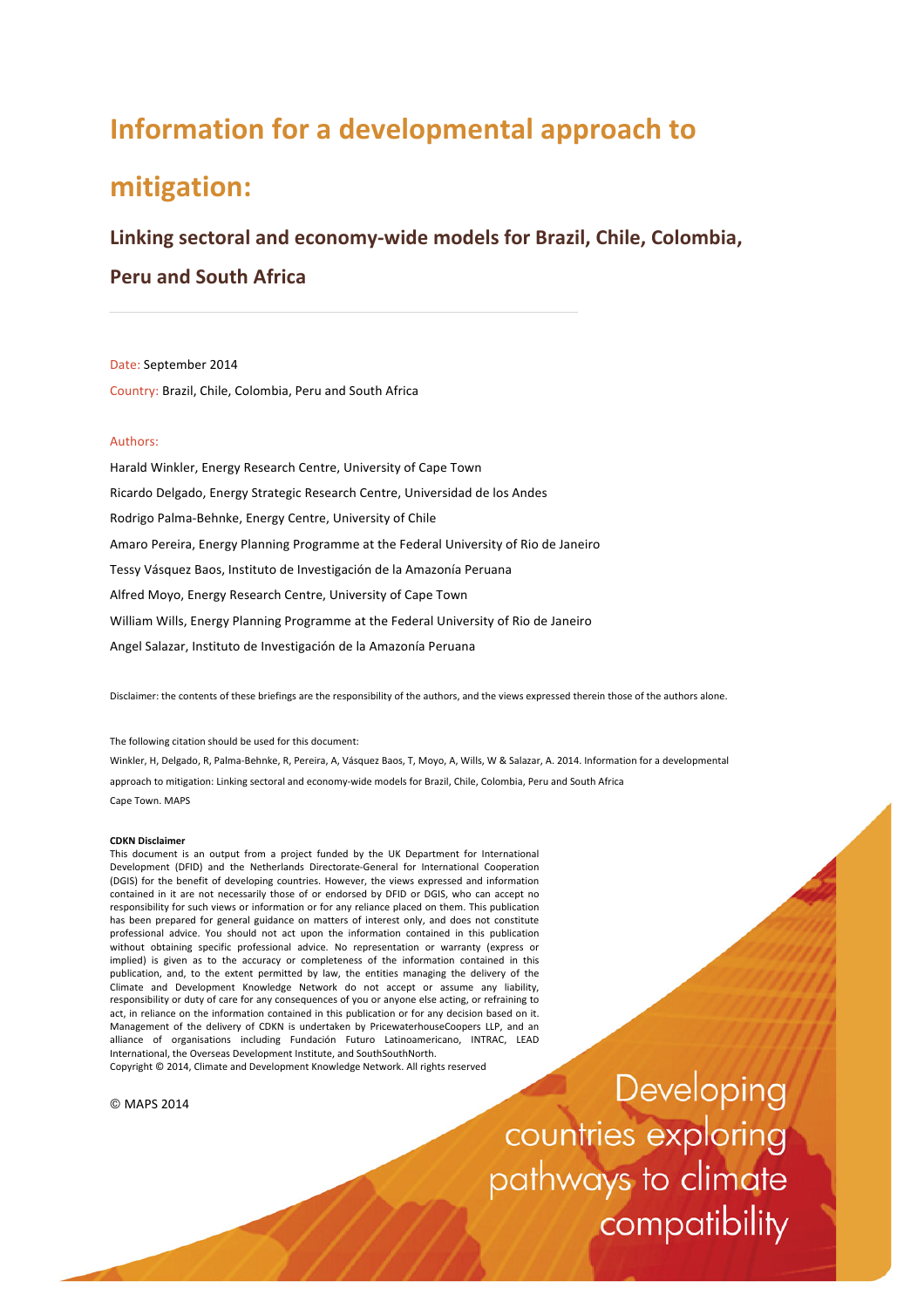# Information for a developmental approach to mitigation:

## Linking sectoral and economy-wide models for Brazil, Chile, Colombia, Peru and South Africa

Date: September 2014

Country: Brazil, Chile, Colombia, Peru and South Africa

Authors:

Harald Winkler, Energy Research Centre, University of Cape Town

Ricardo Delgado, Energy Strategic Research Centre, Universidad de los Andes

Rodrigo Palma-Behnke, Energy Centre, University of Chile

Amaro Pereira, Energy Planning Programme at the Federal University of Rio de Janeiro

Tessy Vásquez Baos, Instituto de Investigación de la Amazonía Peruana

Alfred Moyo, Energy Research Centre, University of Cape Town

William Wills, Energy Planning Programme at the Federal University of Rio de Janeiro

Angel Salazar, Instituto de Investigación de la Amazonía Peruana

Disclaimer: the contents of these briefings are the responsibility of the authors, and the views expressed therein those of the authors alone.

The following citation should be used for this document:

Winkler, H, Delgado, R, Palma-Behnke, R, Pereira, A, Vásquez Baos, T, Moyo, A, Wills, W & Salazar, A. 2014. Information for a developmental approach to mitigation: Linking sectoral and economy-wide models for Brazil, Chile, Colombia, Peru and South Africa Cape Town. MAPS

**CDKN Disclaimer**

This document is an output from a project funded by the UK Department for International Development (DFID) and the Netherlands Directorate-General for International Cooperation (DGIS) for the benefit of developing countries. However, the views expressed and information contained in it are not necessarily those of or endorsed by DFID or DGIS, who can accept no responsibility for such views or information or for any reliance placed on them. This publication has been prepared for general guidance on matters of interest only, and does not constitute professional advice. You should not act upon the information contained in this publication without obtaining specific professional advice. No representation or warranty (express or implied) is given as to the accuracy or completeness of the information contained in this publication, and, to the extent permitted by law, the entities managing the delivery of the Climate and Development Knowledge Network do not accept or assume any liability, responsibility or duty of care for any consequences of you or anyone else acting, or refraining to act, in reliance on the information contained in this publication or for any decision based on it. Management of the delivery of CDKN is undertaken by PricewaterhouseCoopers LLP, and an alliance of organisations including Fundación Futuro Latinoamericano, INTRAC, LEAD International, the Overseas Development Institute, and SouthSouthNorth.

Copyright © 2014, Climate and Development Knowledge Network. All rights reserved

© MAPS 2014

Developing countries exploring pathways to climate compatibility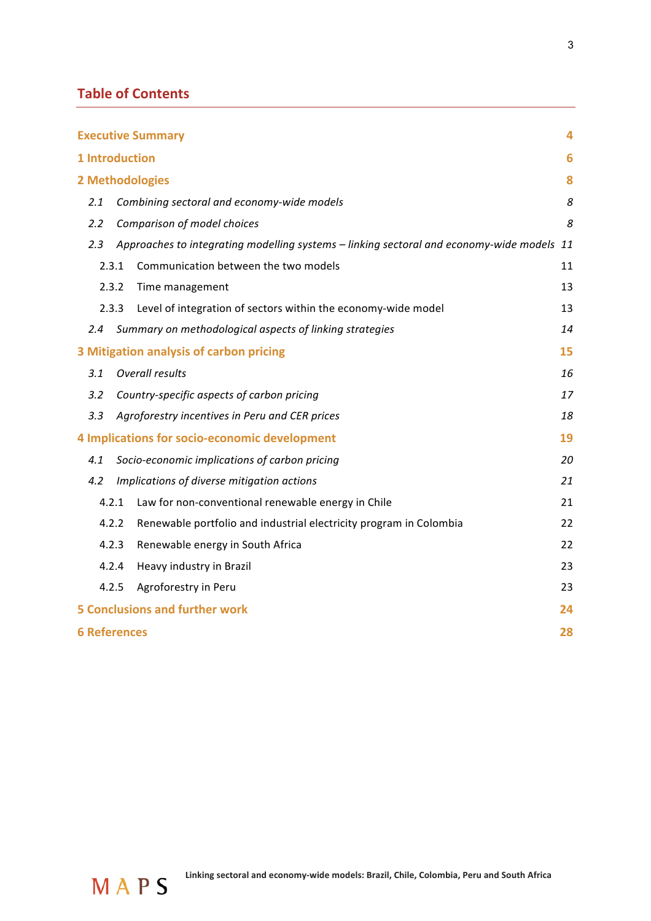## Table of Contents

| | |
|---|---|
| **Executive Summary** | **4** |
| **1 Introduction** | **6** |
| **2 Methodologies** | **8** |
| *2.1 Combining sectoral and economy-wide models* | *8* |
| *2.2 Comparison of model choices* | *8* |
| *2.3 Approaches to integrating modelling systems – linking sectoral and economy-wide models* | *11* |
| 2.3.1 Communication between the two models | 11 |
| 2.3.2 Time management | 13 |
| 2.3.3 Level of integration of sectors within the economy-wide model | 13 |
| *2.4 Summary on methodological aspects of linking strategies* | *14* |
| **3 Mitigation analysis of carbon pricing** | **15** |
| *3.1 Overall results* | *16* |
| *3.2 Country-specific aspects of carbon pricing* | *17* |
| *3.3 Agroforestry incentives in Peru and CER prices* | *18* |
| **4 Implications for socio-economic development** | **19** |
| *4.1 Socio-economic implications of carbon pricing* | *20* |
| *4.2 Implications of diverse mitigation actions* | *21* |
| 4.2.1 Law for non-conventional renewable energy in Chile | 21 |
| 4.2.2 Renewable portfolio and industrial electricity program in Colombia | 22 |
| 4.2.3 Renewable energy in South Africa | 22 |
| 4.2.4 Heavy industry in Brazil | 23 |
| 4.2.5 Agroforestry in Peru | 23 |
| **5 Conclusions and further work** | **24** |
| **6 References** | **28** |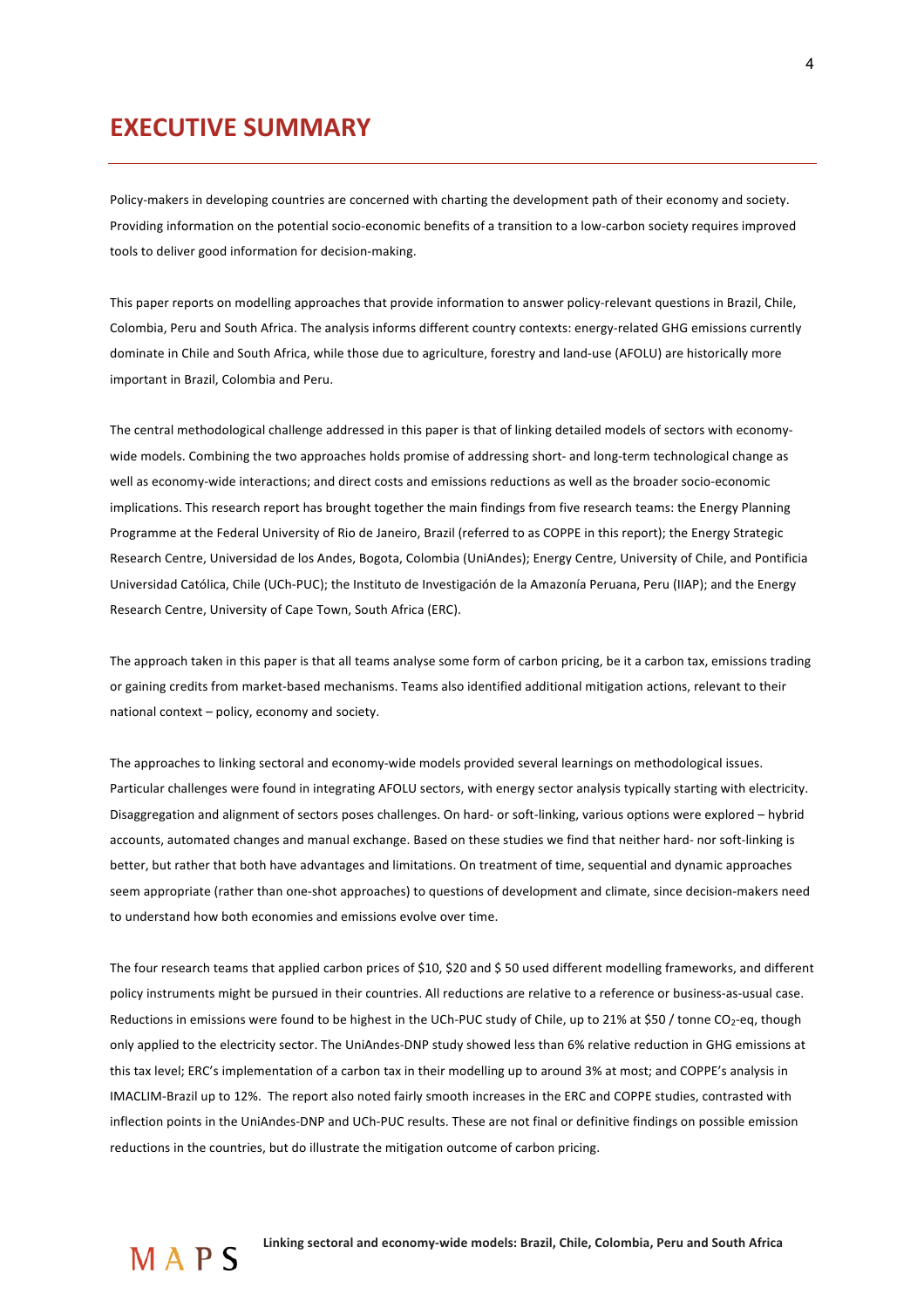# EXECUTIVE SUMMARY

Policy-makers in developing countries are concerned with charting the development path of their economy and society. Providing information on the potential socio-economic benefits of a transition to a low-carbon society requires improved tools to deliver good information for decision-making.

This paper reports on modelling approaches that provide information to answer policy-relevant questions in Brazil, Chile, Colombia, Peru and South Africa. The analysis informs different country contexts: energy-related GHG emissions currently dominate in Chile and South Africa, while those due to agriculture, forestry and land-use (AFOLU) are historically more important in Brazil, Colombia and Peru.

The central methodological challenge addressed in this paper is that of linking detailed models of sectors with economy-wide models. Combining the two approaches holds promise of addressing short- and long-term technological change as well as economy-wide interactions; and direct costs and emissions reductions as well as the broader socio-economic implications. This research report has brought together the main findings from five research teams: the Energy Planning Programme at the Federal University of Rio de Janeiro, Brazil (referred to as COPPE in this report); the Energy Strategic Research Centre, Universidad de los Andes, Bogota, Colombia (UniAndes); Energy Centre, University of Chile, and Pontificia Universidad Católica, Chile (UCh-PUC); the Instituto de Investigación de la Amazonía Peruana, Peru (IIAP); and the Energy Research Centre, University of Cape Town, South Africa (ERC).

The approach taken in this paper is that all teams analyse some form of carbon pricing, be it a carbon tax, emissions trading or gaining credits from market-based mechanisms. Teams also identified additional mitigation actions, relevant to their national context – policy, economy and society.

The approaches to linking sectoral and economy-wide models provided several learnings on methodological issues. Particular challenges were found in integrating AFOLU sectors, with energy sector analysis typically starting with electricity. Disaggregation and alignment of sectors poses challenges. On hard- or soft-linking, various options were explored – hybrid accounts, automated changes and manual exchange. Based on these studies we find that neither hard- nor soft-linking is better, but rather that both have advantages and limitations. On treatment of time, sequential and dynamic approaches seem appropriate (rather than one-shot approaches) to questions of development and climate, since decision-makers need to understand how both economies and emissions evolve over time.

The four research teams that applied carbon prices of \$10, \$20 and \$ 50 used different modelling frameworks, and different policy instruments might be pursued in their countries. All reductions are relative to a reference or business-as-usual case. Reductions in emissions were found to be highest in the UCh-PUC study of Chile, up to 21% at \$50 / tonne $CO_2$-eq, though only applied to the electricity sector. The UniAndes-DNP study showed less than 6% relative reduction in GHG emissions at this tax level; ERC's implementation of a carbon tax in their modelling up to around 3% at most; and COPPE's analysis in IMACLIM-Brazil up to 12%. The report also noted fairly smooth increases in the ERC and COPPE studies, contrasted with inflection points in the UniAndes-DNP and UCh-PUC results. These are not final or definitive findings on possible emission reductions in the countries, but do illustrate the mitigation outcome of carbon pricing.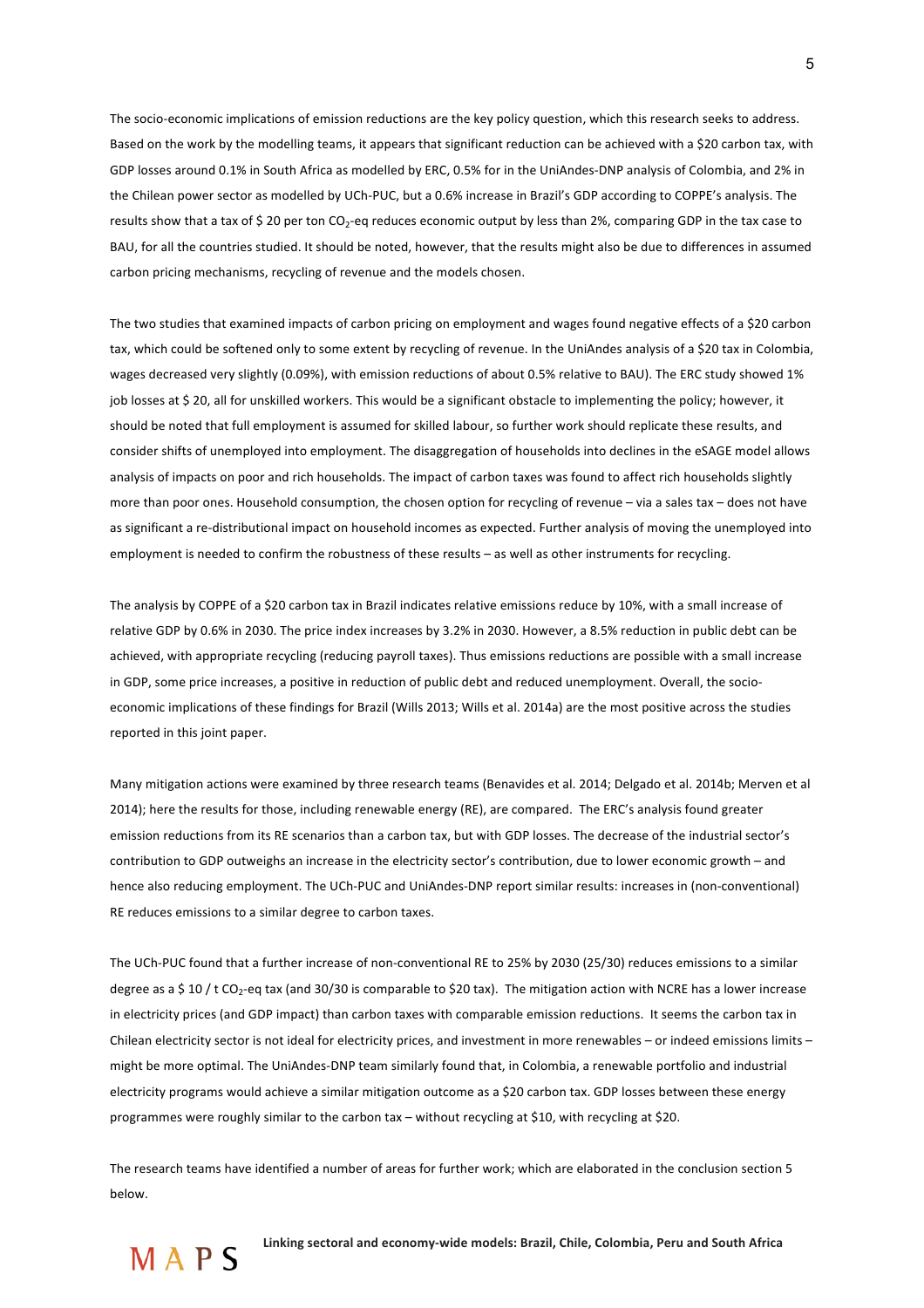The socio-economic implications of emission reductions are the key policy question, which this research seeks to address. Based on the work by the modelling teams, it appears that significant reduction can be achieved with a $20 carbon tax, with GDP losses around 0.1% in South Africa as modelled by ERC, 0.5% for in the UniAndes-DNP analysis of Colombia, and 2% in the Chilean power sector as modelled by UCh-PUC, but a 0.6% increase in Brazil's GDP according to COPPE's analysis. The results show that a tax of $ 20 per ton $CO_2$-eq reduces economic output by less than 2%, comparing GDP in the tax case to BAU, for all the countries studied. It should be noted, however, that the results might also be due to differences in assumed carbon pricing mechanisms, recycling of revenue and the models chosen.

The two studies that examined impacts of carbon pricing on employment and wages found negative effects of a $20 carbon tax, which could be softened only to some extent by recycling of revenue. In the UniAndes analysis of a $20 tax in Colombia, wages decreased very slightly (0.09%), with emission reductions of about 0.5% relative to BAU). The ERC study showed 1% job losses at $ 20, all for unskilled workers. This would be a significant obstacle to implementing the policy; however, it should be noted that full employment is assumed for skilled labour, so further work should replicate these results, and consider shifts of unemployed into employment. The disaggregation of households into declines in the eSAGE model allows analysis of impacts on poor and rich households. The impact of carbon taxes was found to affect rich households slightly more than poor ones. Household consumption, the chosen option for recycling of revenue – via a sales tax – does not have as significant a re-distributional impact on household incomes as expected. Further analysis of moving the unemployed into employment is needed to confirm the robustness of these results – as well as other instruments for recycling.

The analysis by COPPE of a $20 carbon tax in Brazil indicates relative emissions reduce by 10%, with a small increase of relative GDP by 0.6% in 2030. The price index increases by 3.2% in 2030. However, a 8.5% reduction in public debt can be achieved, with appropriate recycling (reducing payroll taxes). Thus emissions reductions are possible with a small increase in GDP, some price increases, a positive in reduction of public debt and reduced unemployment. Overall, the socio-economic implications of these findings for Brazil (Wills 2013; Wills et al. 2014a) are the most positive across the studies reported in this joint paper.

Many mitigation actions were examined by three research teams (Benavides et al. 2014; Delgado et al. 2014b; Merven et al 2014); here the results for those, including renewable energy (RE), are compared. The ERC's analysis found greater emission reductions from its RE scenarios than a carbon tax, but with GDP losses. The decrease of the industrial sector's contribution to GDP outweighs an increase in the electricity sector's contribution, due to lower economic growth – and hence also reducing employment. The UCh-PUC and UniAndes-DNP report similar results: increases in (non-conventional) RE reduces emissions to a similar degree to carbon taxes.

The UCh-PUC found that a further increase of non-conventional RE to 25% by 2030 (25/30) reduces emissions to a similar degree as a $ 10 / t $CO_2$-eq tax (and 30/30 is comparable to $20 tax). The mitigation action with NCRE has a lower increase in electricity prices (and GDP impact) than carbon taxes with comparable emission reductions. It seems the carbon tax in Chilean electricity sector is not ideal for electricity prices, and investment in more renewables – or indeed emissions limits – might be more optimal. The UniAndes-DNP team similarly found that, in Colombia, a renewable portfolio and industrial electricity programs would achieve a similar mitigation outcome as a $20 carbon tax. GDP losses between these energy programmes were roughly similar to the carbon tax – without recycling at $10, with recycling at $20.

The research teams have identified a number of areas for further work; which are elaborated in the conclusion section 5 below.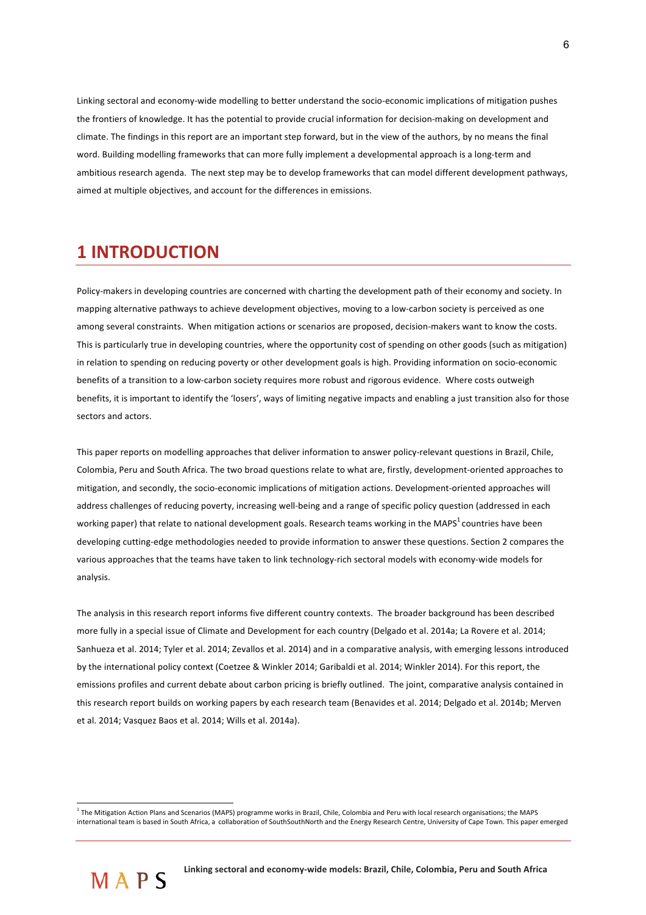Linking sectoral and economy-wide modelling to better understand the socio-economic implications of mitigation pushes the frontiers of knowledge. It has the potential to provide crucial information for decision-making on development and climate. The findings in this report are an important step forward, but in the view of the authors, by no means the final word. Building modelling frameworks that can more fully implement a developmental approach is a long-term and ambitious research agenda. The next step may be to develop frameworks that can model different development pathways, aimed at multiple objectives, and account for the differences in emissions.

# 1 INTRODUCTION

Policy-makers in developing countries are concerned with charting the development path of their economy and society. In mapping alternative pathways to achieve development objectives, moving to a low-carbon society is perceived as one among several constraints. When mitigation actions or scenarios are proposed, decision-makers want to know the costs. This is particularly true in developing countries, where the opportunity cost of spending on other goods (such as mitigation) in relation to spending on reducing poverty or other development goals is high. Providing information on socio-economic benefits of a transition to a low-carbon society requires more robust and rigorous evidence. Where costs outweigh benefits, it is important to identify the 'losers', ways of limiting negative impacts and enabling a just transition also for those sectors and actors.

This paper reports on modelling approaches that deliver information to answer policy-relevant questions in Brazil, Chile, Colombia, Peru and South Africa. The two broad questions relate to what are, firstly, development-oriented approaches to mitigation, and secondly, the socio-economic implications of mitigation actions. Development-oriented approaches will address challenges of reducing poverty, increasing well-being and a range of specific policy question (addressed in each working paper) that relate to national development goals. Research teams working in the MAPS[1] countries have been developing cutting-edge methodologies needed to provide information to answer these questions. Section 2 compares the various approaches that the teams have taken to link technology-rich sectoral models with economy-wide models for analysis.

The analysis in this research report informs five different country contexts. The broader background has been described more fully in a special issue of Climate and Development for each country (Delgado et al. 2014a; La Rovere et al. 2014; Sanhueza et al. 2014; Tyler et al. 2014; Zevallos et al. 2014) and in a comparative analysis, with emerging lessons introduced by the international policy context (Coetzee & Winkler 2014; Garibaldi et al. 2014; Winkler 2014). For this report, the emissions profiles and current debate about carbon pricing is briefly outlined. The joint, comparative analysis contained in this research report builds on working papers by each research team (Benavides et al. 2014; Delgado et al. 2014b; Merven et al. 2014; Vasquez Baos et al. 2014; Wills et al. 2014a).

[1] The Mitigation Action Plans and Scenarios (MAPS) programme works in Brazil, Chile, Colombia and Peru with local research organisations; the MAPS international team is based in South Africa, a collaboration of SouthSouthNorth and the Energy Research Centre, University of Cape Town. This paper emerged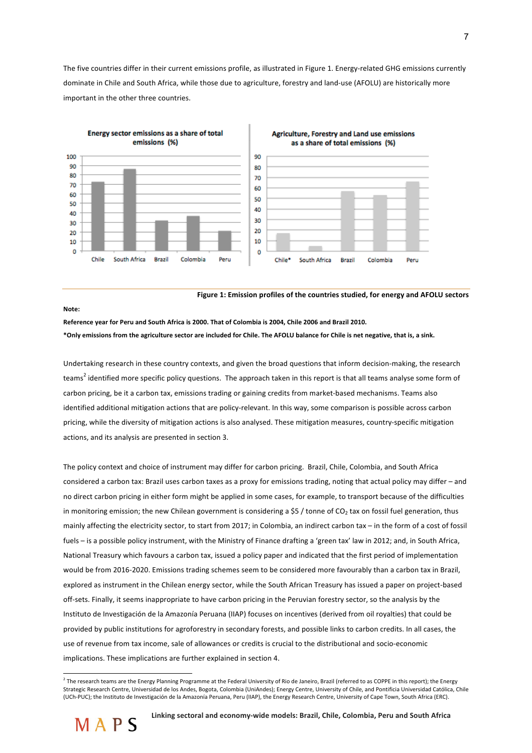The five countries differ in their current emissions profile, as illustrated in Figure 1. Energy-related GHG emissions currently dominate in Chile and South Africa, while those due to agriculture, forestry and land-use (AFOLU) are historically more important in the other three countries.

**Figure 1: Emission profiles of the countries studied, for energy and AFOLU sectors**

**Note:**

**Reference year for Peru and South Africa is 2000. That of Colombia is 2004, Chile 2006 and Brazil 2010.**

***Only emissions from the agriculture sector are included for Chile. The AFOLU balance for Chile is net negative, that is, a sink.**

Undertaking research in these country contexts, and given the broad questions that inform decision-making, the research teams[2] identified more specific policy questions. The approach taken in this report is that all teams analyse some form of carbon pricing, be it a carbon tax, emissions trading or gaining credits from market-based mechanisms. Teams also identified additional mitigation actions that are policy-relevant. In this way, some comparison is possible across carbon pricing, while the diversity of mitigation actions is also analysed. These mitigation measures, country-specific mitigation actions, and its analysis are presented in section 3.

The policy context and choice of instrument may differ for carbon pricing. Brazil, Chile, Colombia, and South Africa considered a carbon tax: Brazil uses carbon taxes as a proxy for emissions trading, noting that actual policy may differ – and no direct carbon pricing in either form might be applied in some cases, for example, to transport because of the difficulties in monitoring emission; the new Chilean government is considering a \$5 / tonne of $CO_2$ tax on fossil fuel generation, thus mainly affecting the electricity sector, to start from 2017; in Colombia, an indirect carbon tax – in the form of a cost of fossil fuels – is a possible policy instrument, with the Ministry of Finance drafting a 'green tax' law in 2012; and, in South Africa, National Treasury which favours a carbon tax, issued a policy paper and indicated that the first period of implementation would be from 2016-2020. Emissions trading schemes seem to be considered more favourably than a carbon tax in Brazil, explored as instrument in the Chilean energy sector, while the South African Treasury has issued a paper on project-based off-sets. Finally, it seems inappropriate to have carbon pricing in the Peruvian forestry sector, so the analysis by the Instituto de Investigación de la Amazonía Peruana (IIAP) focuses on incentives (derived from oil royalties) that could be provided by public institutions for agroforestry in secondary forests, and possible links to carbon credits. In all cases, the use of revenue from tax income, sale of allowances or credits is crucial to the distributional and socio-economic implications. These implications are further explained in section 4.

[2] The research teams are the Energy Planning Programme at the Federal University of Rio de Janeiro, Brazil (referred to as COPPE in this report); the Energy Strategic Research Centre, Universidad de los Andes, Bogota, Colombia (UniAndes); Energy Centre, University of Chile, and Pontificia Universidad Católica, Chile (UCh-PUC); the Instituto de Investigación de la Amazonía Peruana, Peru (IIAP), the Energy Research Centre, University of Cape Town, South Africa (ERC).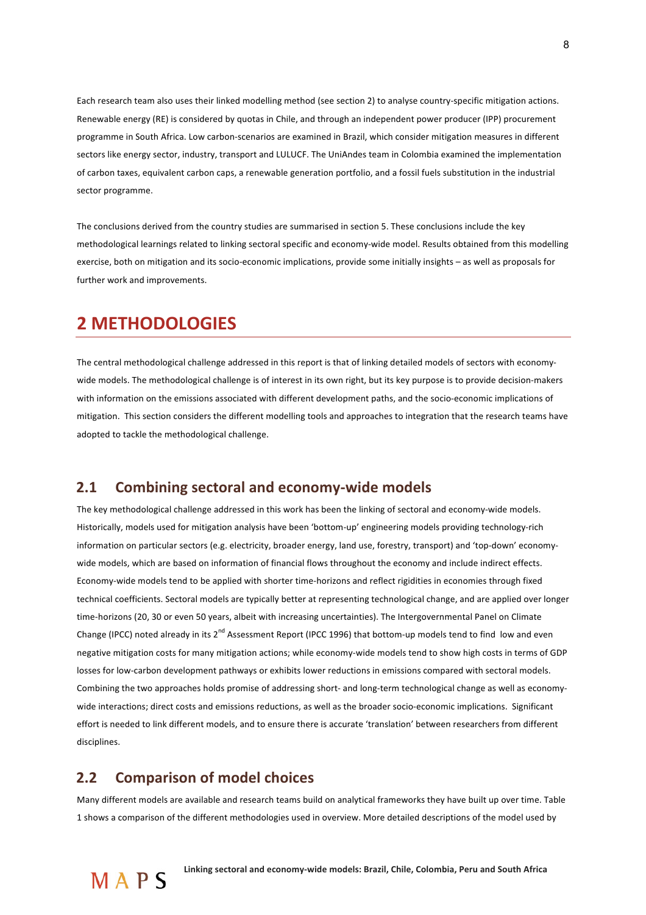Each research team also uses their linked modelling method (see section 2) to analyse country-specific mitigation actions. Renewable energy (RE) is considered by quotas in Chile, and through an independent power producer (IPP) procurement programme in South Africa. Low carbon-scenarios are examined in Brazil, which consider mitigation measures in different sectors like energy sector, industry, transport and LULUCF. The UniAndes team in Colombia examined the implementation of carbon taxes, equivalent carbon caps, a renewable generation portfolio, and a fossil fuels substitution in the industrial sector programme.

The conclusions derived from the country studies are summarised in section 5. These conclusions include the key methodological learnings related to linking sectoral specific and economy-wide model. Results obtained from this modelling exercise, both on mitigation and its socio-economic implications, provide some initially insights – as well as proposals for further work and improvements.

# 2 METHODOLOGIES

The central methodological challenge addressed in this report is that of linking detailed models of sectors with economy-wide models. The methodological challenge is of interest in its own right, but its key purpose is to provide decision-makers with information on the emissions associated with different development paths, and the socio-economic implications of mitigation. This section considers the different modelling tools and approaches to integration that the research teams have adopted to tackle the methodological challenge.

## 2.1 Combining sectoral and economy-wide models

The key methodological challenge addressed in this work has been the linking of sectoral and economy-wide models. Historically, models used for mitigation analysis have been 'bottom-up' engineering models providing technology-rich information on particular sectors (e.g. electricity, broader energy, land use, forestry, transport) and 'top-down' economy-wide models, which are based on information of financial flows throughout the economy and include indirect effects. Economy-wide models tend to be applied with shorter time-horizons and reflect rigidities in economies through fixed technical coefficients. Sectoral models are typically better at representing technological change, and are applied over longer time-horizons (20, 30 or even 50 years, albeit with increasing uncertainties). The Intergovernmental Panel on Climate Change (IPCC) noted already in its 2nd Assessment Report (IPCC 1996) that bottom-up models tend to find low and even negative mitigation costs for many mitigation actions; while economy-wide models tend to show high costs in terms of GDP losses for low-carbon development pathways or exhibits lower reductions in emissions compared with sectoral models. Combining the two approaches holds promise of addressing short- and long-term technological change as well as economy-wide interactions; direct costs and emissions reductions, as well as the broader socio-economic implications. Significant effort is needed to link different models, and to ensure there is accurate 'translation' between researchers from different disciplines.

## 2.2 Comparison of model choices

Many different models are available and research teams build on analytical frameworks they have built up over time. Table 1 shows a comparison of the different methodologies used in overview. More detailed descriptions of the model used by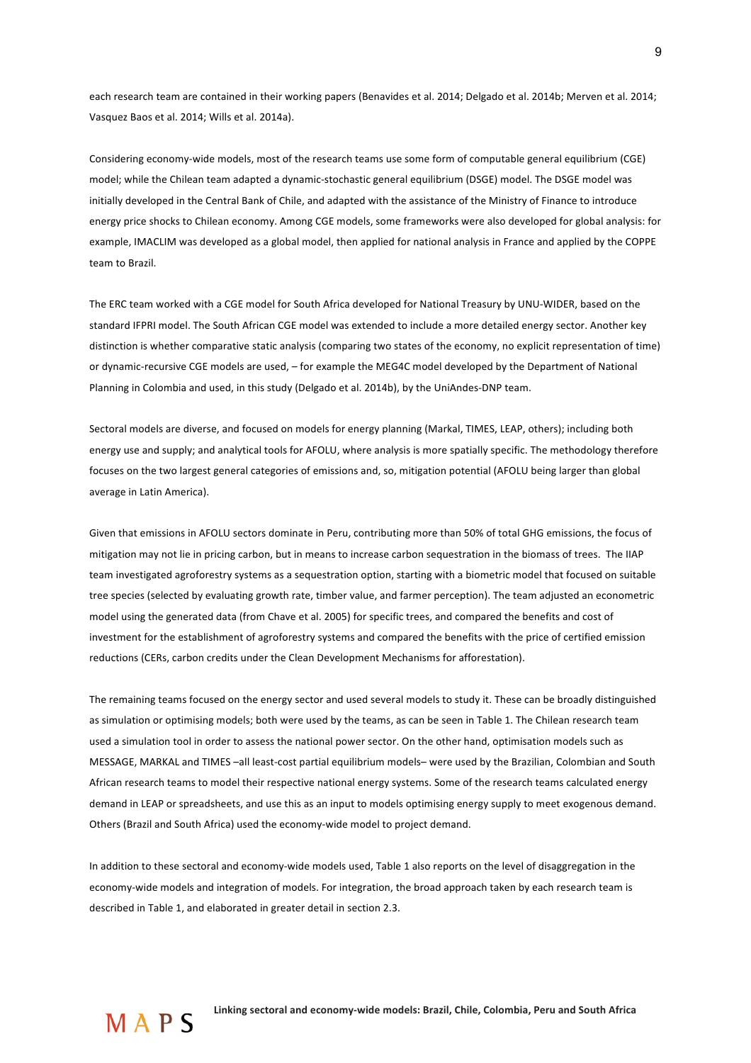each research team are contained in their working papers (Benavides et al. 2014; Delgado et al. 2014b; Merven et al. 2014; Vasquez Baos et al. 2014; Wills et al. 2014a).

Considering economy-wide models, most of the research teams use some form of computable general equilibrium (CGE) model; while the Chilean team adapted a dynamic-stochastic general equilibrium (DSGE) model. The DSGE model was initially developed in the Central Bank of Chile, and adapted with the assistance of the Ministry of Finance to introduce energy price shocks to Chilean economy. Among CGE models, some frameworks were also developed for global analysis: for example, IMACLIM was developed as a global model, then applied for national analysis in France and applied by the COPPE team to Brazil.

The ERC team worked with a CGE model for South Africa developed for National Treasury by UNU-WIDER, based on the standard IFPRI model. The South African CGE model was extended to include a more detailed energy sector. Another key distinction is whether comparative static analysis (comparing two states of the economy, no explicit representation of time) or dynamic-recursive CGE models are used, – for example the MEG4C model developed by the Department of National Planning in Colombia and used, in this study (Delgado et al. 2014b), by the UniAndes-DNP team.

Sectoral models are diverse, and focused on models for energy planning (Markal, TIMES, LEAP, others); including both energy use and supply; and analytical tools for AFOLU, where analysis is more spatially specific. The methodology therefore focuses on the two largest general categories of emissions and, so, mitigation potential (AFOLU being larger than global average in Latin America).

Given that emissions in AFOLU sectors dominate in Peru, contributing more than 50% of total GHG emissions, the focus of mitigation may not lie in pricing carbon, but in means to increase carbon sequestration in the biomass of trees. The IIAP team investigated agroforestry systems as a sequestration option, starting with a biometric model that focused on suitable tree species (selected by evaluating growth rate, timber value, and farmer perception). The team adjusted an econometric model using the generated data (from Chave et al. 2005) for specific trees, and compared the benefits and cost of investment for the establishment of agroforestry systems and compared the benefits with the price of certified emission reductions (CERs, carbon credits under the Clean Development Mechanisms for afforestation).

The remaining teams focused on the energy sector and used several models to study it. These can be broadly distinguished as simulation or optimising models; both were used by the teams, as can be seen in Table 1. The Chilean research team used a simulation tool in order to assess the national power sector. On the other hand, optimisation models such as MESSAGE, MARKAL and TIMES –all least-cost partial equilibrium models– were used by the Brazilian, Colombian and South African research teams to model their respective national energy systems. Some of the research teams calculated energy demand in LEAP or spreadsheets, and use this as an input to models optimising energy supply to meet exogenous demand. Others (Brazil and South Africa) used the economy-wide model to project demand.

In addition to these sectoral and economy-wide models used, Table 1 also reports on the level of disaggregation in the economy-wide models and integration of models. For integration, the broad approach taken by each research team is described in Table 1, and elaborated in greater detail in section 2.3.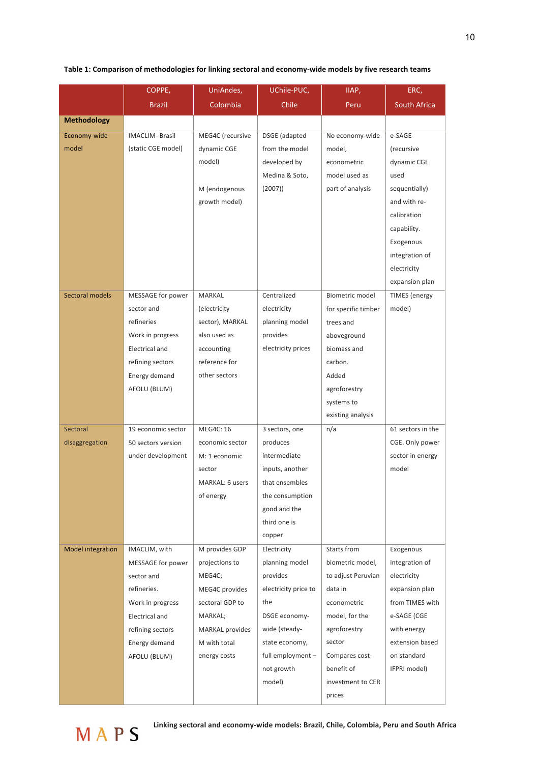**Table 1: Comparison of methodologies for linking sectoral and economy-wide models by five research teams**

| | COPPE, Brazil | UniAndes, Colombia | UChile-PUC, Chile | IIAP, Peru | ERC, South Africa |
|---|---|---|---|---|---|
| **Methodology** | | | | | |
| Economy-wide model | IMACLIM- Brasil (static CGE model) | MEG4C (recursive dynamic CGE model) M (endogenous growth model) | DSGE (adapted from the model developed by Medina & Soto, (2007)) | No economy-wide model, econometric model used as part of analysis | e-SAGE (recursive dynamic CGE used sequentially) and with re-calibration capability. Exogenous integration of electricity expansion plan |
| Sectoral models | MESSAGE for power sector and refineries Work in progress Electrical and refining sectors Energy demand AFOLU (BLUM) | MARKAL (electricity sector), MARKAL also used as accounting reference for other sectors | Centralized electricity planning model provides electricity prices | Biometric model for specific timber trees and aboveground biomass and carbon. Added agroforestry systems to existing analysis | TIMES (energy model) |
| Sectoral disaggregation | 19 economic sector 50 sectors version under development | MEG4C: 16 economic sector M: 1 economic sector MARKAL: 6 users of energy | 3 sectors, one produces intermediate inputs, another that ensembles the consumption good and the third one is copper | n/a | 61 sectors in the CGE. Only power sector in energy model |
| Model integration | IMACLIM, with MESSAGE for power sector and refineries. Work in progress Electrical and refining sectors Energy demand AFOLU (BLUM) | M provides GDP projections to MEG4C; MEG4C provides sectoral GDP to MARKAL; MARKAL provides M with total energy costs | Electricity planning model provides electricity price to the DSGE economy-wide (steady-state economy, full employment – not growth model) | Starts from biometric model, to adjust Peruvian data in econometric model, for the agroforestry sector Compares cost-benefit of investment to CER prices | Exogenous integration of electricity expansion plan from TIMES with e-SAGE (CGE with energy extension based on standard IFPRI model) |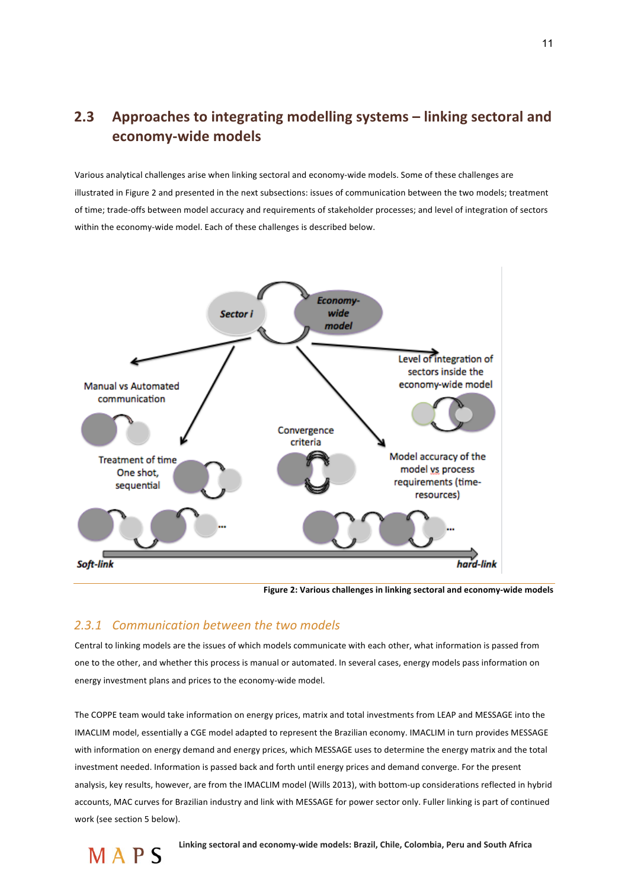## 2.3 Approaches to integrating modelling systems – linking sectoral and economy-wide models

Various analytical challenges arise when linking sectoral and economy-wide models. Some of these challenges are illustrated in Figure 2 and presented in the next subsections: issues of communication between the two models; treatment of time; trade-offs between model accuracy and requirements of stakeholder processes; and level of integration of sectors within the economy-wide model. Each of these challenges is described below.

Sector i

Economy-wide model

Manual vs Automated communication

Level of integration of sectors inside the economy-wide model

Convergence criteria

Treatment of time One shot, sequential

Model accuracy of the model vs process requirements (time-resources)

Soft-link

hard-link

**Figure 2: Various challenges in linking sectoral and economy-wide models**

### *2.3.1 Communication between the two models*

Central to linking models are the issues of which models communicate with each other, what information is passed from one to the other, and whether this process is manual or automated. In several cases, energy models pass information on energy investment plans and prices to the economy-wide model.

The COPPE team would take information on energy prices, matrix and total investments from LEAP and MESSAGE into the IMACLIM model, essentially a CGE model adapted to represent the Brazilian economy. IMACLIM in turn provides MESSAGE with information on energy demand and energy prices, which MESSAGE uses to determine the energy matrix and the total investment needed. Information is passed back and forth until energy prices and demand converge. For the present analysis, key results, however, are from the IMACLIM model (Wills 2013), with bottom-up considerations reflected in hybrid accounts, MAC curves for Brazilian industry and link with MESSAGE for power sector only. Fuller linking is part of continued work (see section 5 below).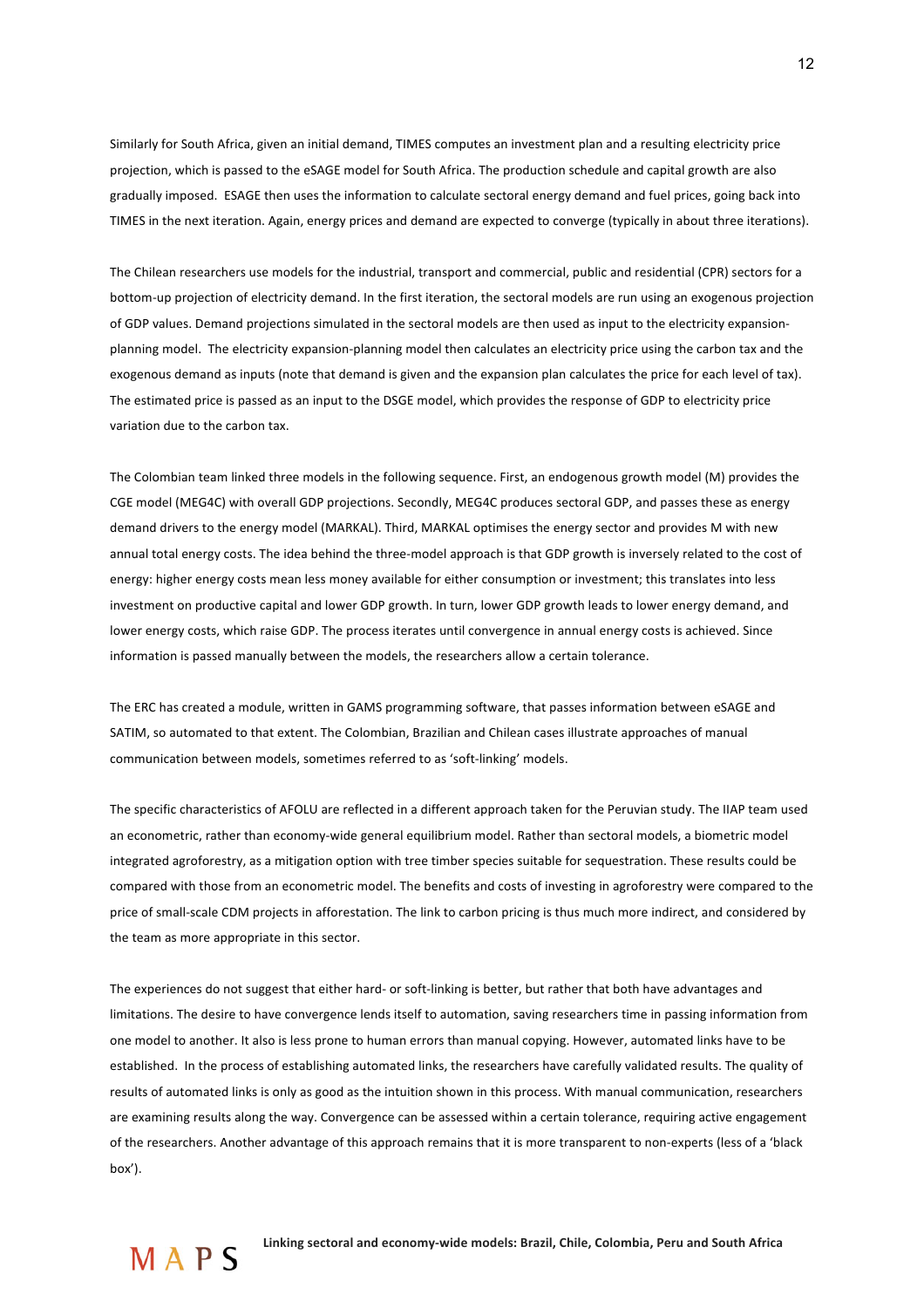Similarly for South Africa, given an initial demand, TIMES computes an investment plan and a resulting electricity price projection, which is passed to the eSAGE model for South Africa. The production schedule and capital growth are also gradually imposed. ESAGE then uses the information to calculate sectoral energy demand and fuel prices, going back into TIMES in the next iteration. Again, energy prices and demand are expected to converge (typically in about three iterations).

The Chilean researchers use models for the industrial, transport and commercial, public and residential (CPR) sectors for a bottom-up projection of electricity demand. In the first iteration, the sectoral models are run using an exogenous projection of GDP values. Demand projections simulated in the sectoral models are then used as input to the electricity expansion-planning model. The electricity expansion-planning model then calculates an electricity price using the carbon tax and the exogenous demand as inputs (note that demand is given and the expansion plan calculates the price for each level of tax). The estimated price is passed as an input to the DSGE model, which provides the response of GDP to electricity price variation due to the carbon tax.

The Colombian team linked three models in the following sequence. First, an endogenous growth model (M) provides the CGE model (MEG4C) with overall GDP projections. Secondly, MEG4C produces sectoral GDP, and passes these as energy demand drivers to the energy model (MARKAL). Third, MARKAL optimises the energy sector and provides M with new annual total energy costs. The idea behind the three-model approach is that GDP growth is inversely related to the cost of energy: higher energy costs mean less money available for either consumption or investment; this translates into less investment on productive capital and lower GDP growth. In turn, lower GDP growth leads to lower energy demand, and lower energy costs, which raise GDP. The process iterates until convergence in annual energy costs is achieved. Since information is passed manually between the models, the researchers allow a certain tolerance.

The ERC has created a module, written in GAMS programming software, that passes information between eSAGE and SATIM, so automated to that extent. The Colombian, Brazilian and Chilean cases illustrate approaches of manual communication between models, sometimes referred to as 'soft-linking' models.

The specific characteristics of AFOLU are reflected in a different approach taken for the Peruvian study. The IIAP team used an econometric, rather than economy-wide general equilibrium model. Rather than sectoral models, a biometric model integrated agroforestry, as a mitigation option with tree timber species suitable for sequestration. These results could be compared with those from an econometric model. The benefits and costs of investing in agroforestry were compared to the price of small-scale CDM projects in afforestation. The link to carbon pricing is thus much more indirect, and considered by the team as more appropriate in this sector.

The experiences do not suggest that either hard- or soft-linking is better, but rather that both have advantages and limitations. The desire to have convergence lends itself to automation, saving researchers time in passing information from one model to another. It also is less prone to human errors than manual copying. However, automated links have to be established. In the process of establishing automated links, the researchers have carefully validated results. The quality of results of automated links is only as good as the intuition shown in this process. With manual communication, researchers are examining results along the way. Convergence can be assessed within a certain tolerance, requiring active engagement of the researchers. Another advantage of this approach remains that it is more transparent to non-experts (less of a 'black box').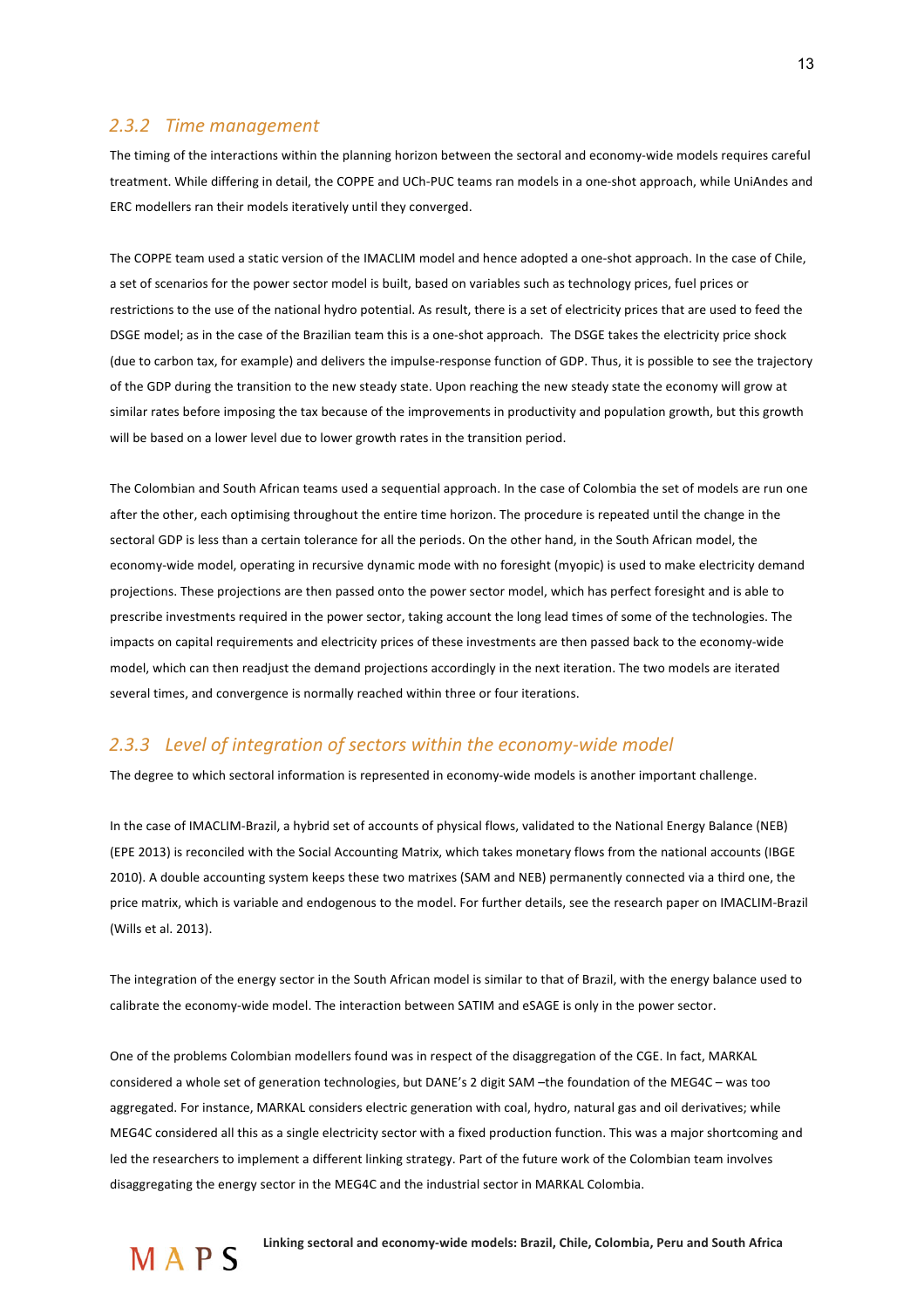### *2.3.2 Time management*

The timing of the interactions within the planning horizon between the sectoral and economy-wide models requires careful treatment. While differing in detail, the COPPE and UCh-PUC teams ran models in a one-shot approach, while UniAndes and ERC modellers ran their models iteratively until they converged.

The COPPE team used a static version of the IMACLIM model and hence adopted a one-shot approach. In the case of Chile, a set of scenarios for the power sector model is built, based on variables such as technology prices, fuel prices or restrictions to the use of the national hydro potential. As result, there is a set of electricity prices that are used to feed the DSGE model; as in the case of the Brazilian team this is a one-shot approach. The DSGE takes the electricity price shock (due to carbon tax, for example) and delivers the impulse-response function of GDP. Thus, it is possible to see the trajectory of the GDP during the transition to the new steady state. Upon reaching the new steady state the economy will grow at similar rates before imposing the tax because of the improvements in productivity and population growth, but this growth will be based on a lower level due to lower growth rates in the transition period.

The Colombian and South African teams used a sequential approach. In the case of Colombia the set of models are run one after the other, each optimising throughout the entire time horizon. The procedure is repeated until the change in the sectoral GDP is less than a certain tolerance for all the periods. On the other hand, in the South African model, the economy-wide model, operating in recursive dynamic mode with no foresight (myopic) is used to make electricity demand projections. These projections are then passed onto the power sector model, which has perfect foresight and is able to prescribe investments required in the power sector, taking account the long lead times of some of the technologies. The impacts on capital requirements and electricity prices of these investments are then passed back to the economy-wide model, which can then readjust the demand projections accordingly in the next iteration. The two models are iterated several times, and convergence is normally reached within three or four iterations.

### *2.3.3 Level of integration of sectors within the economy-wide model*

The degree to which sectoral information is represented in economy-wide models is another important challenge.

In the case of IMACLIM-Brazil, a hybrid set of accounts of physical flows, validated to the National Energy Balance (NEB) (EPE 2013) is reconciled with the Social Accounting Matrix, which takes monetary flows from the national accounts (IBGE 2010). A double accounting system keeps these two matrixes (SAM and NEB) permanently connected via a third one, the price matrix, which is variable and endogenous to the model. For further details, see the research paper on IMACLIM-Brazil (Wills et al. 2013).

The integration of the energy sector in the South African model is similar to that of Brazil, with the energy balance used to calibrate the economy-wide model. The interaction between SATIM and eSAGE is only in the power sector.

One of the problems Colombian modellers found was in respect of the disaggregation of the CGE. In fact, MARKAL considered a whole set of generation technologies, but DANE's 2 digit SAM –the foundation of the MEG4C – was too aggregated. For instance, MARKAL considers electric generation with coal, hydro, natural gas and oil derivatives; while MEG4C considered all this as a single electricity sector with a fixed production function. This was a major shortcoming and led the researchers to implement a different linking strategy. Part of the future work of the Colombian team involves disaggregating the energy sector in the MEG4C and the industrial sector in MARKAL Colombia.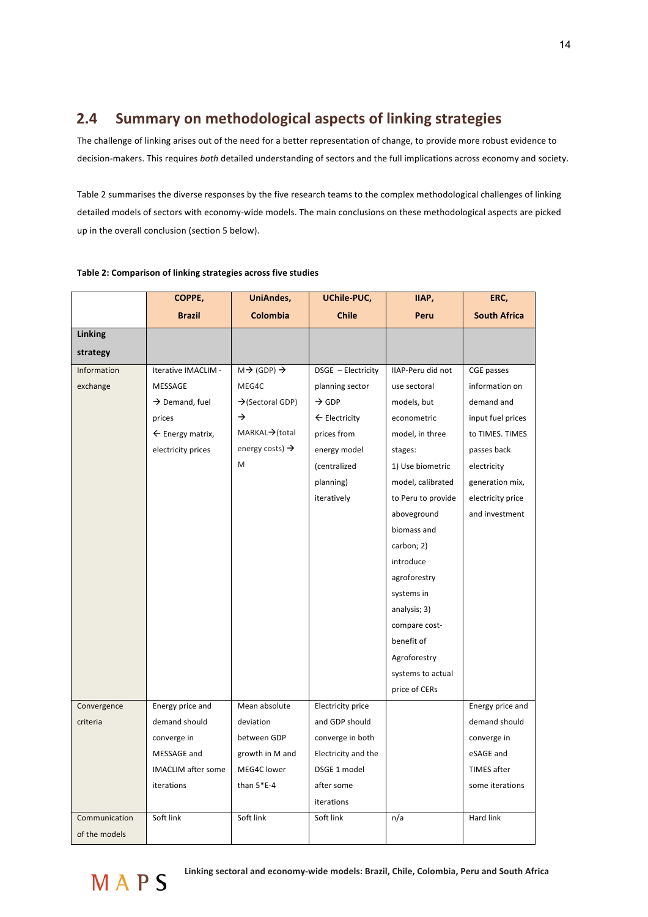## 2.4 Summary on methodological aspects of linking strategies

The challenge of linking arises out of the need for a better representation of change, to provide more robust evidence to decision-makers. This requires *both* detailed understanding of sectors and the full implications across economy and society.

Table 2 summarises the diverse responses by the five research teams to the complex methodological challenges of linking detailed models of sectors with economy-wide models. The main conclusions on these methodological aspects are picked up in the overall conclusion (section 5 below).

**Table 2: Comparison of linking strategies across five studies**

| | COPPE, Brazil | UniAndes, Colombia | UChile-PUC, Chile | IIAP, Peru | ERC, South Africa |
|---|---|---|---|---|---|
| **Linking strategy** | | | | | |
| Information exchange | Iterative IMACLIM - MESSAGE → Demand, fuel prices ← Energy matrix, electricity prices | M→ (GDP) → MEG4C →(Sectoral GDP) → MARKAL→(total energy costs) → M | DSGE – Electricity planning sector → GDP ← Electricity prices from energy model (centralized planning) iteratively | IIAP-Peru did not use sectoral models, but econometric model, in three stages: 1) Use biometric model, calibrated to Peru to provide aboveground biomass and carbon; 2) introduce agroforestry systems in analysis; 3) compare cost-benefit of Agroforestry systems to actual price of CERs | CGE passes information on demand and input fuel prices to TIMES. TIMES passes back electricity generation mix, electricity price and investment |
| Convergence criteria | Energy price and demand should converge in MESSAGE and IMACLIM after some iterations | Mean absolute deviation between GDP growth in M and MEG4C lower than 5*E-4 | Electricity price and GDP should converge in both Electricity and the DSGE 1 model after some iterations | | Energy price and demand should converge in eSAGE and TIMES after some iterations |
| Communication of the models | Soft link | Soft link | Soft link | n/a | Hard link |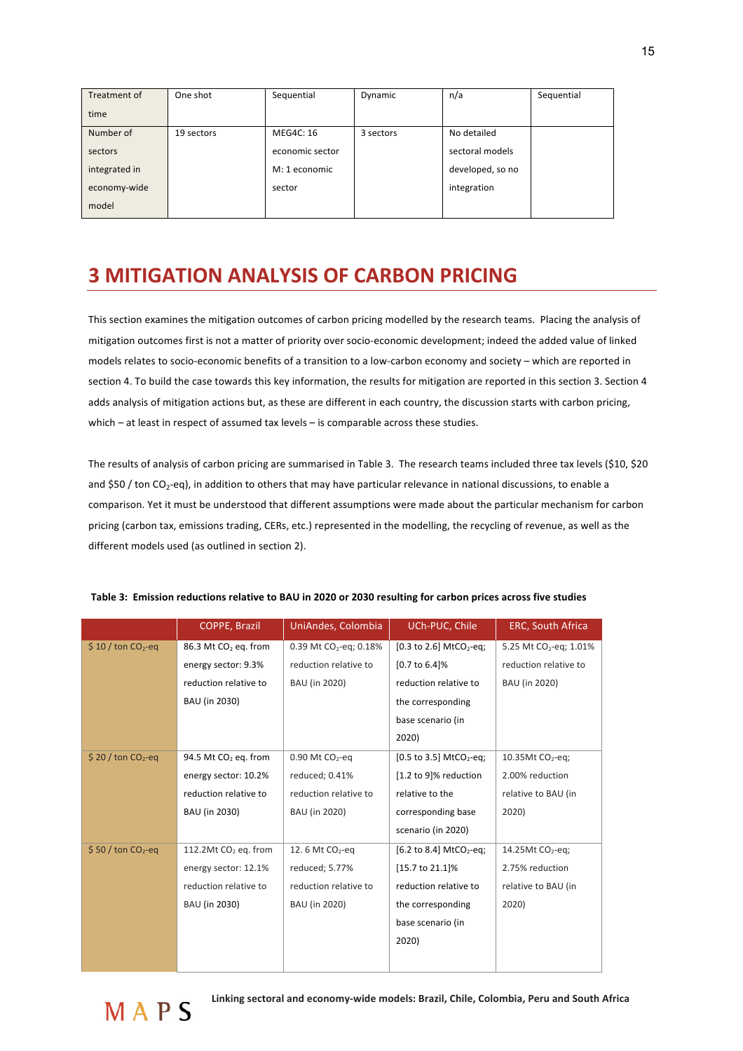| Treatment of time | One shot | Sequential | Dynamic | n/a | Sequential |
|---|---|---|---|---|---|
| Number of sectors integrated in economy-wide model | 19 sectors | MEG4C: 16 economic sector M: 1 economic sector | 3 sectors | No detailed sectoral models developed, so no integration | |

# 3 MITIGATION ANALYSIS OF CARBON PRICING

This section examines the mitigation outcomes of carbon pricing modelled by the research teams. Placing the analysis of mitigation outcomes first is not a matter of priority over socio-economic development; indeed the added value of linked models relates to socio-economic benefits of a transition to a low-carbon economy and society – which are reported in section 4. To build the case towards this key information, the results for mitigation are reported in this section 3. Section 4 adds analysis of mitigation actions but, as these are different in each country, the discussion starts with carbon pricing, which – at least in respect of assumed tax levels – is comparable across these studies.

The results of analysis of carbon pricing are summarised in Table 3. The research teams included three tax levels ($10, $20 and $50 / ton $CO_2$-eq), in addition to others that may have particular relevance in national discussions, to enable a comparison. Yet it must be understood that different assumptions were made about the particular mechanism for carbon pricing (carbon tax, emissions trading, CERs, etc.) represented in the modelling, the recycling of revenue, as well as the different models used (as outlined in section 2).

**Table 3: Emission reductions relative to BAU in 2020 or 2030 resulting for carbon prices across five studies**

| | COPPE, Brazil | UniAndes, Colombia | UCh-PUC, Chile | ERC, South Africa |
|---|---|---|---|---|
| $ 10 / ton $CO_2$-eq | 86.3 Mt $CO_2$ eq. from energy sector: 9.3% reduction relative to BAU (in 2030) | 0.39 Mt $CO_2$-eq; 0.18% reduction relative to BAU (in 2020) | [0.3 to 2.6] Mt$CO_2$-eq; [0.7 to 6.4]% reduction relative to the corresponding base scenario (in 2020) | 5.25 Mt $CO_2$-eq; 1.01% reduction relative to BAU (in 2020) |
| $ 20 / ton $CO_2$-eq | 94.5 Mt $CO_2$ eq. from energy sector: 10.2% reduction relative to BAU (in 2030) | 0.90 Mt $CO_2$-eq reduced; 0.41% reduction relative to BAU (in 2020) | [0.5 to 3.5] Mt$CO_2$-eq; [1.2 to 9]% reduction relative to the corresponding base scenario (in 2020) | 10.35Mt $CO_2$-eq; 2.00% reduction relative to BAU (in 2020) |
| $ 50 / ton $CO_2$-eq | 112.2Mt $CO_2$ eq. from energy sector: 12.1% reduction relative to BAU (in 2030) | 12. 6 Mt $CO_2$-eq reduced; 5.77% reduction relative to BAU (in 2020) | [6.2 to 8.4] Mt$CO_2$-eq; [15.7 to 21.1]% reduction relative to the corresponding base scenario (in 2020) | 14.25Mt $CO_2$-eq; 2.75% reduction relative to BAU (in 2020) |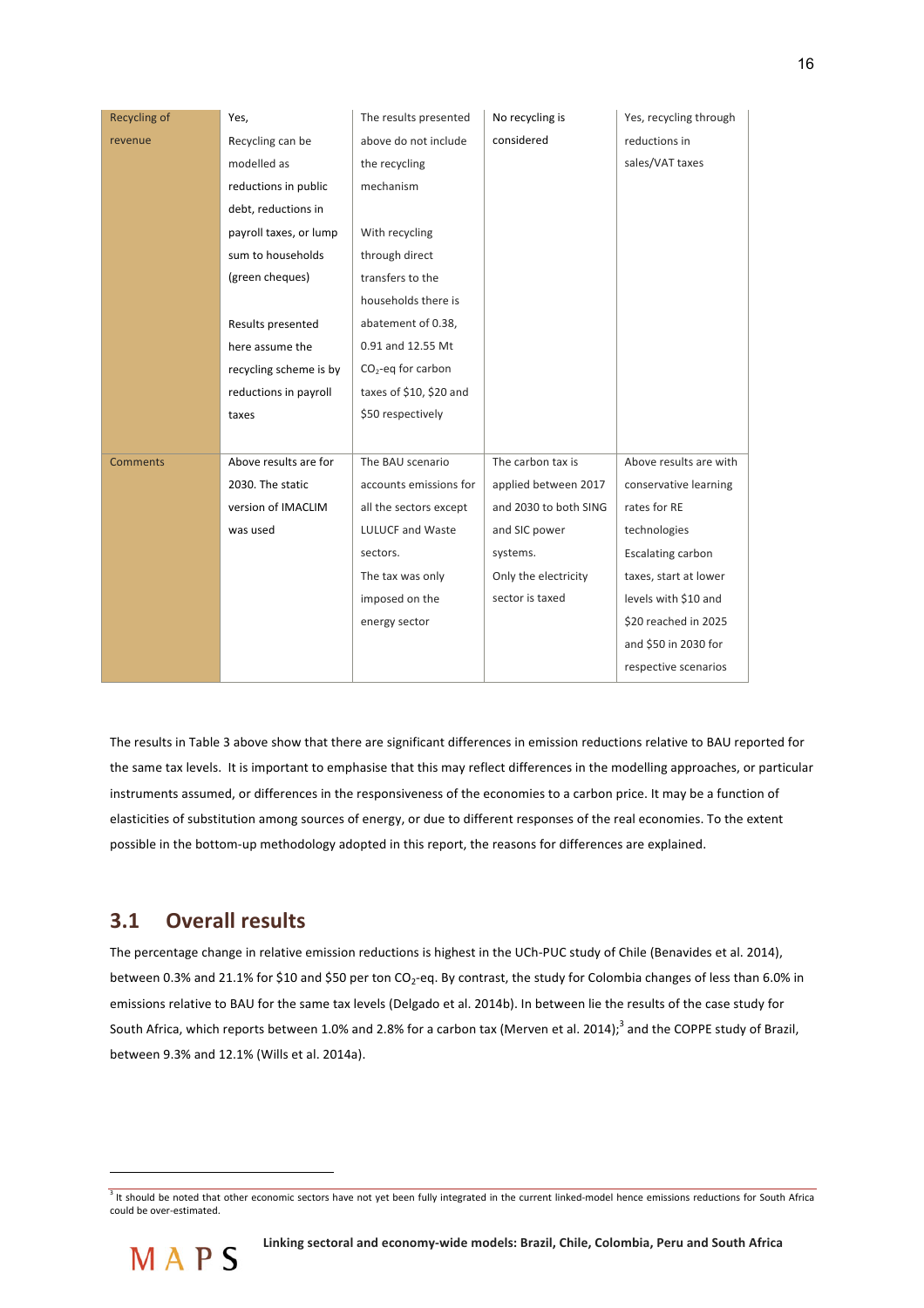| | | | | |
|---|---|---|---|---|
| Recycling of revenue | Yes, Recycling can be modelled as reductions in public debt, reductions in payroll taxes, or lump sum to households (green cheques)<br><br>Results presented here assume the recycling scheme is by reductions in payroll taxes | The results presented above do not include the recycling mechanism<br><br>With recycling through direct transfers to the households there is abatement of 0.38, 0.91 and 12.55 Mt $CO_2$-eq for carbon taxes of \$10, \$20 and \$50 respectively | No recycling is considered | Yes, recycling through reductions in sales/VAT taxes |
| Comments | Above results are for 2030. The static version of IMACLIM was used | The BAU scenario accounts emissions for all the sectors except LULUCF and Waste sectors.<br>The tax was only imposed on the energy sector | The carbon tax is applied between 2017 and 2030 to both SING and SIC power systems.<br>Only the electricity sector is taxed | Above results are with conservative learning rates for RE technologies<br>Escalating carbon taxes, start at lower levels with \$10 and \$20 reached in 2025 and \$50 in 2030 for respective scenarios |

The results in Table 3 above show that there are significant differences in emission reductions relative to BAU reported for the same tax levels. It is important to emphasise that this may reflect differences in the modelling approaches, or particular instruments assumed, or differences in the responsiveness of the economies to a carbon price. It may be a function of elasticities of substitution among sources of energy, or due to different responses of the real economies. To the extent possible in the bottom-up methodology adopted in this report, the reasons for differences are explained.

## 3.1 Overall results

The percentage change in relative emission reductions is highest in the UCh-PUC study of Chile (Benavides et al. 2014), between 0.3% and 21.1% for \$10 and \$50 per ton $CO_2$-eq. By contrast, the study for Colombia changes of less than 6.0% in emissions relative to BAU for the same tax levels (Delgado et al. 2014b). In between lie the results of the case study for South Africa, which reports between 1.0% and 2.8% for a carbon tax (Merven et al. 2014);[3] and the COPPE study of Brazil, between 9.3% and 12.1% (Wills et al. 2014a).

[3] It should be noted that other economic sectors have not yet been fully integrated in the current linked-model hence emissions reductions for South Africa could be over-estimated.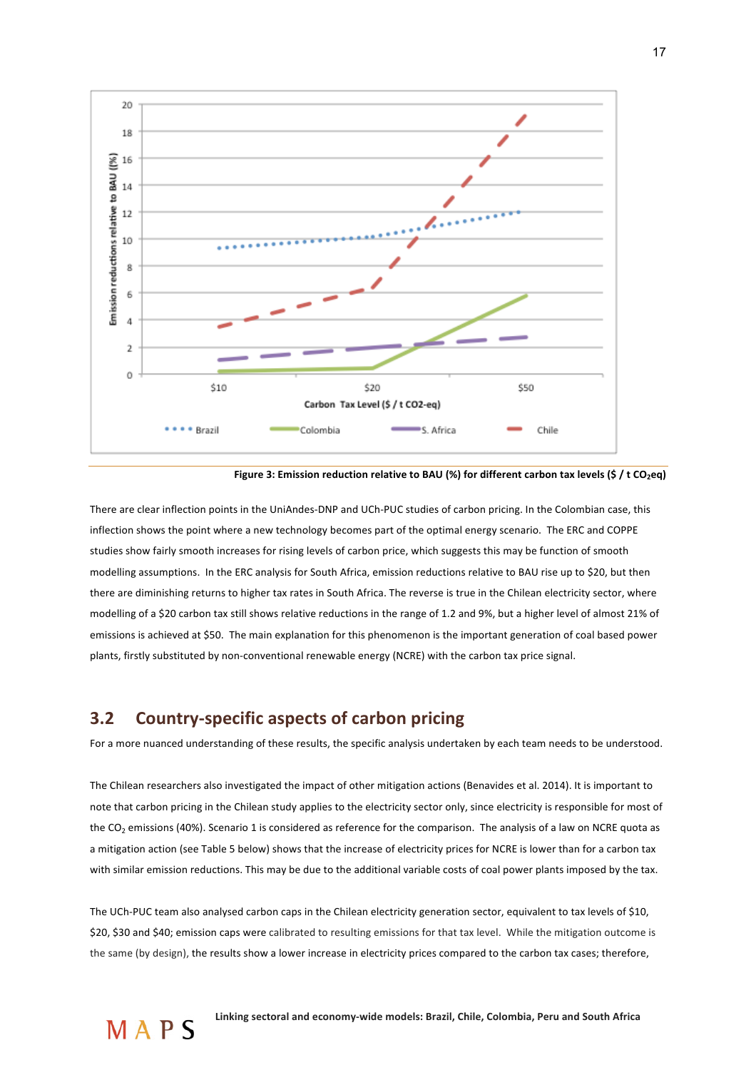Figure 3: Emission reduction relative to BAU (%) for different carbon tax levels ($ / t $CO_2$eq)

There are clear inflection points in the UniAndes-DNP and UCh-PUC studies of carbon pricing. In the Colombian case, this inflection shows the point where a new technology becomes part of the optimal energy scenario. The ERC and COPPE studies show fairly smooth increases for rising levels of carbon price, which suggests this may be function of smooth modelling assumptions. In the ERC analysis for South Africa, emission reductions relative to BAU rise up to $20, but then there are diminishing returns to higher tax rates in South Africa. The reverse is true in the Chilean electricity sector, where modelling of a $20 carbon tax still shows relative reductions in the range of 1.2 and 9%, but a higher level of almost 21% of emissions is achieved at $50. The main explanation for this phenomenon is the important generation of coal based power plants, firstly substituted by non-conventional renewable energy (NCRE) with the carbon tax price signal.

## 3.2 Country-specific aspects of carbon pricing

For a more nuanced understanding of these results, the specific analysis undertaken by each team needs to be understood.

The Chilean researchers also investigated the impact of other mitigation actions (Benavides et al. 2014). It is important to note that carbon pricing in the Chilean study applies to the electricity sector only, since electricity is responsible for most of the $CO_2$ emissions (40%). Scenario 1 is considered as reference for the comparison. The analysis of a law on NCRE quota as a mitigation action (see Table 5 below) shows that the increase of electricity prices for NCRE is lower than for a carbon tax with similar emission reductions. This may be due to the additional variable costs of coal power plants imposed by the tax.

The UCh-PUC team also analysed carbon caps in the Chilean electricity generation sector, equivalent to tax levels of $10, $20, $30 and $40; emission caps were calibrated to resulting emissions for that tax level. While the mitigation outcome is the same (by design), the results show a lower increase in electricity prices compared to the carbon tax cases; therefore,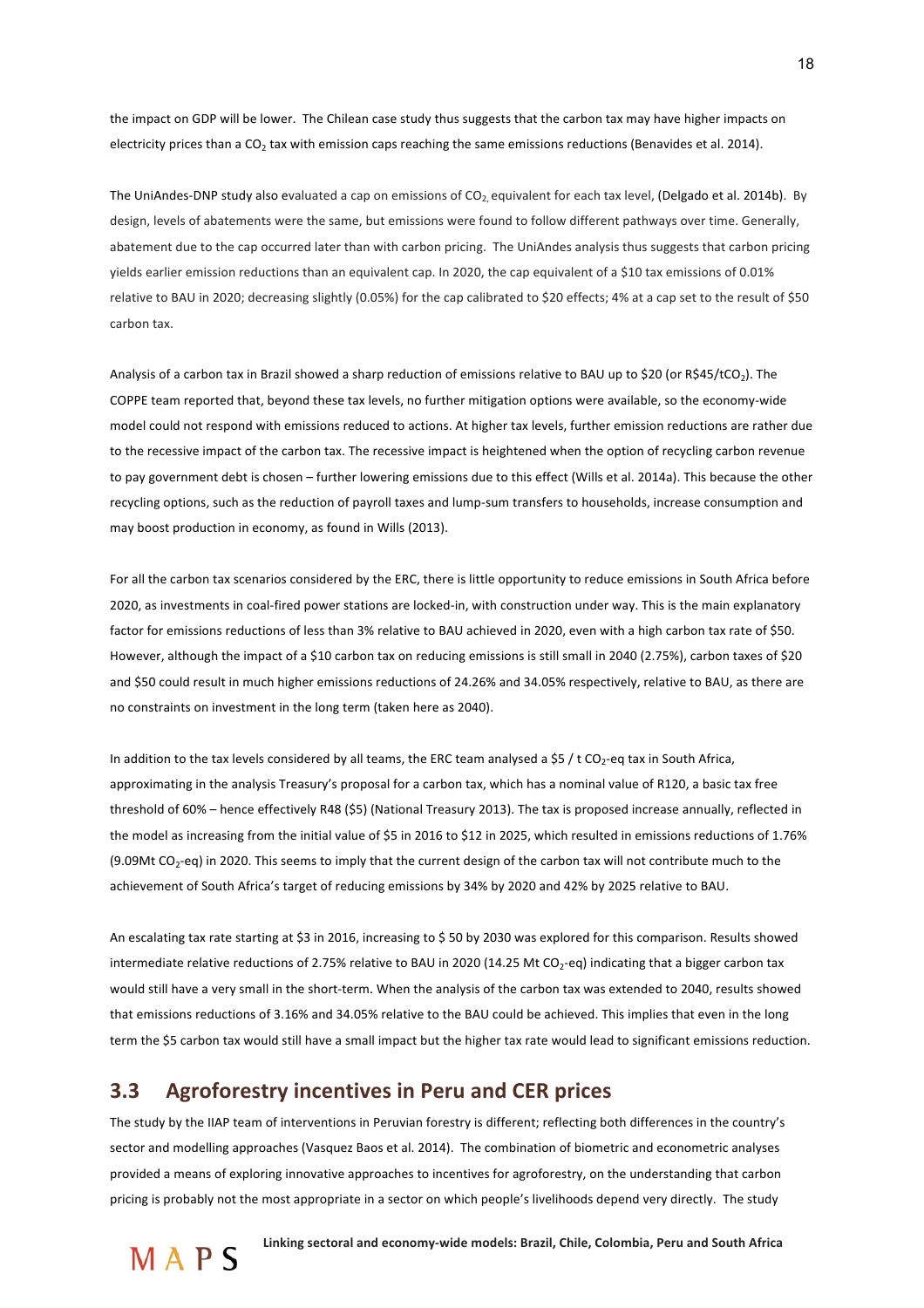the impact on GDP will be lower. The Chilean case study thus suggests that the carbon tax may have higher impacts on electricity prices than a $CO_2$ tax with emission caps reaching the same emissions reductions (Benavides et al. 2014).

The UniAndes-DNP study also evaluated a cap on emissions of $CO_2$ equivalent for each tax level, (Delgado et al. 2014b). By design, levels of abatements were the same, but emissions were found to follow different pathways over time. Generally, abatement due to the cap occurred later than with carbon pricing. The UniAndes analysis thus suggests that carbon pricing yields earlier emission reductions than an equivalent cap. In 2020, the cap equivalent of a $10 tax emissions of 0.01% relative to BAU in 2020; decreasing slightly (0.05%) for the cap calibrated to $20 effects; 4% at a cap set to the result of $50 carbon tax.

Analysis of a carbon tax in Brazil showed a sharp reduction of emissions relative to BAU up to $20 (or R$45/t$CO_2$). The COPPE team reported that, beyond these tax levels, no further mitigation options were available, so the economy-wide model could not respond with emissions reduced to actions. At higher tax levels, further emission reductions are rather due to the recessive impact of the carbon tax. The recessive impact is heightened when the option of recycling carbon revenue to pay government debt is chosen – further lowering emissions due to this effect (Wills et al. 2014a). This because the other recycling options, such as the reduction of payroll taxes and lump-sum transfers to households, increase consumption and may boost production in economy, as found in Wills (2013).

For all the carbon tax scenarios considered by the ERC, there is little opportunity to reduce emissions in South Africa before 2020, as investments in coal-fired power stations are locked-in, with construction under way. This is the main explanatory factor for emissions reductions of less than 3% relative to BAU achieved in 2020, even with a high carbon tax rate of $50. However, although the impact of a $10 carbon tax on reducing emissions is still small in 2040 (2.75%), carbon taxes of $20 and $50 could result in much higher emissions reductions of 24.26% and 34.05% respectively, relative to BAU, as there are no constraints on investment in the long term (taken here as 2040).

In addition to the tax levels considered by all teams, the ERC team analysed a $5 / t $CO_2$-eq tax in South Africa, approximating in the analysis Treasury's proposal for a carbon tax, which has a nominal value of R120, a basic tax free threshold of 60% – hence effectively R48 ($5) (National Treasury 2013). The tax is proposed increase annually, reflected in the model as increasing from the initial value of $5 in 2016 to $12 in 2025, which resulted in emissions reductions of 1.76% (9.09Mt $CO_2$-eq) in 2020. This seems to imply that the current design of the carbon tax will not contribute much to the achievement of South Africa's target of reducing emissions by 34% by 2020 and 42% by 2025 relative to BAU.

An escalating tax rate starting at $3 in 2016, increasing to $ 50 by 2030 was explored for this comparison. Results showed intermediate relative reductions of 2.75% relative to BAU in 2020 (14.25 Mt $CO_2$-eq) indicating that a bigger carbon tax would still have a very small in the short-term. When the analysis of the carbon tax was extended to 2040, results showed that emissions reductions of 3.16% and 34.05% relative to the BAU could be achieved. This implies that even in the long term the $5 carbon tax would still have a small impact but the higher tax rate would lead to significant emissions reduction.

## 3.3 Agroforestry incentives in Peru and CER prices

The study by the IIAP team of interventions in Peruvian forestry is different; reflecting both differences in the country's sector and modelling approaches (Vasquez Baos et al. 2014). The combination of biometric and econometric analyses provided a means of exploring innovative approaches to incentives for agroforestry, on the understanding that carbon pricing is probably not the most appropriate in a sector on which people's livelihoods depend very directly. The study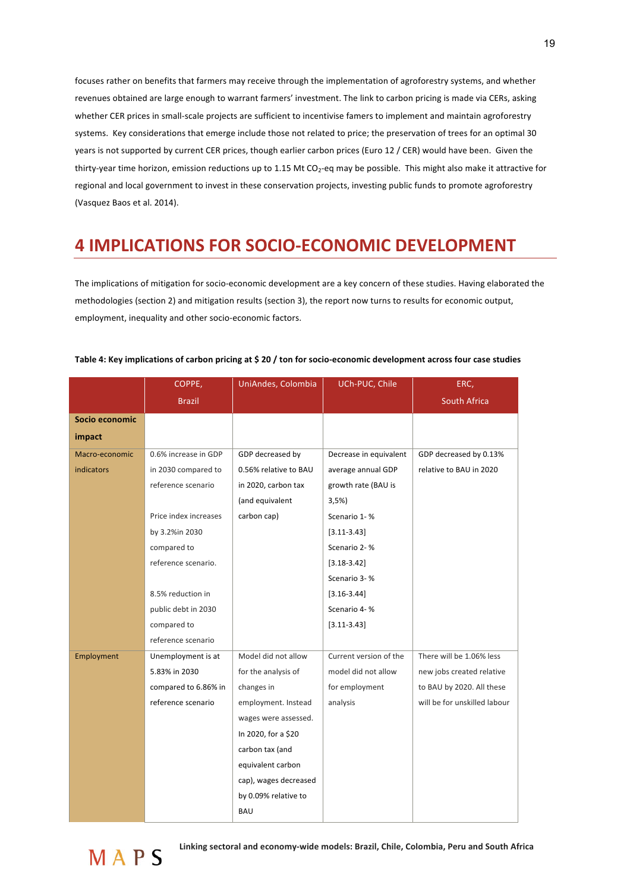focuses rather on benefits that farmers may receive through the implementation of agroforestry systems, and whether revenues obtained are large enough to warrant farmers' investment. The link to carbon pricing is made via CERs, asking whether CER prices in small-scale projects are sufficient to incentivise famers to implement and maintain agroforestry systems. Key considerations that emerge include those not related to price; the preservation of trees for an optimal 30 years is not supported by current CER prices, though earlier carbon prices (Euro 12 / CER) would have been. Given the thirty-year time horizon, emission reductions up to 1.15 Mt $CO_2$-eq may be possible. This might also make it attractive for regional and local government to invest in these conservation projects, investing public funds to promote agroforestry (Vasquez Baos et al. 2014).

# 4 IMPLICATIONS FOR SOCIO-ECONOMIC DEVELOPMENT

The implications of mitigation for socio-economic development are a key concern of these studies. Having elaborated the methodologies (section 2) and mitigation results (section 3), the report now turns to results for economic output, employment, inequality and other socio-economic factors.

**Table 4: Key implications of carbon pricing at $ 20 / ton for socio-economic development across four case studies**

| | COPPE, Brazil | UniAndes, Colombia | UCh-PUC, Chile | ERC, South Africa |
|---|---|---|---|---|
| **Socio economic impact** | | | | |
| Macro-economic indicators | 0.6% increase in GDP in 2030 compared to reference scenario<br><br>Price index increases by 3.2%in 2030 compared to reference scenario.<br><br>8.5% reduction in public debt in 2030 compared to reference scenario | GDP decreased by 0.56% relative to BAU in 2020, carbon tax (and equivalent carbon cap) | Decrease in equivalent average annual GDP growth rate (BAU is 3,5%)<br>Scenario 1- %<br>[3.11-3.43]<br>Scenario 2- %<br>[3.18-3.42]<br>Scenario 3- %<br>[3.16-3.44]<br>Scenario 4- %<br>[3.11-3.43] | GDP decreased by 0.13% relative to BAU in 2020 |
| Employment | Unemployment is at 5.83% in 2030 compared to 6.86% in reference scenario | Model did not allow for the analysis of changes in employment. Instead wages were assessed. In 2020, for a $20 carbon tax (and equivalent carbon cap), wages decreased by 0.09% relative to BAU | Current version of the model did not allow for employment analysis | There will be 1.06% less new jobs created relative to BAU by 2020. All these will be for unskilled labour |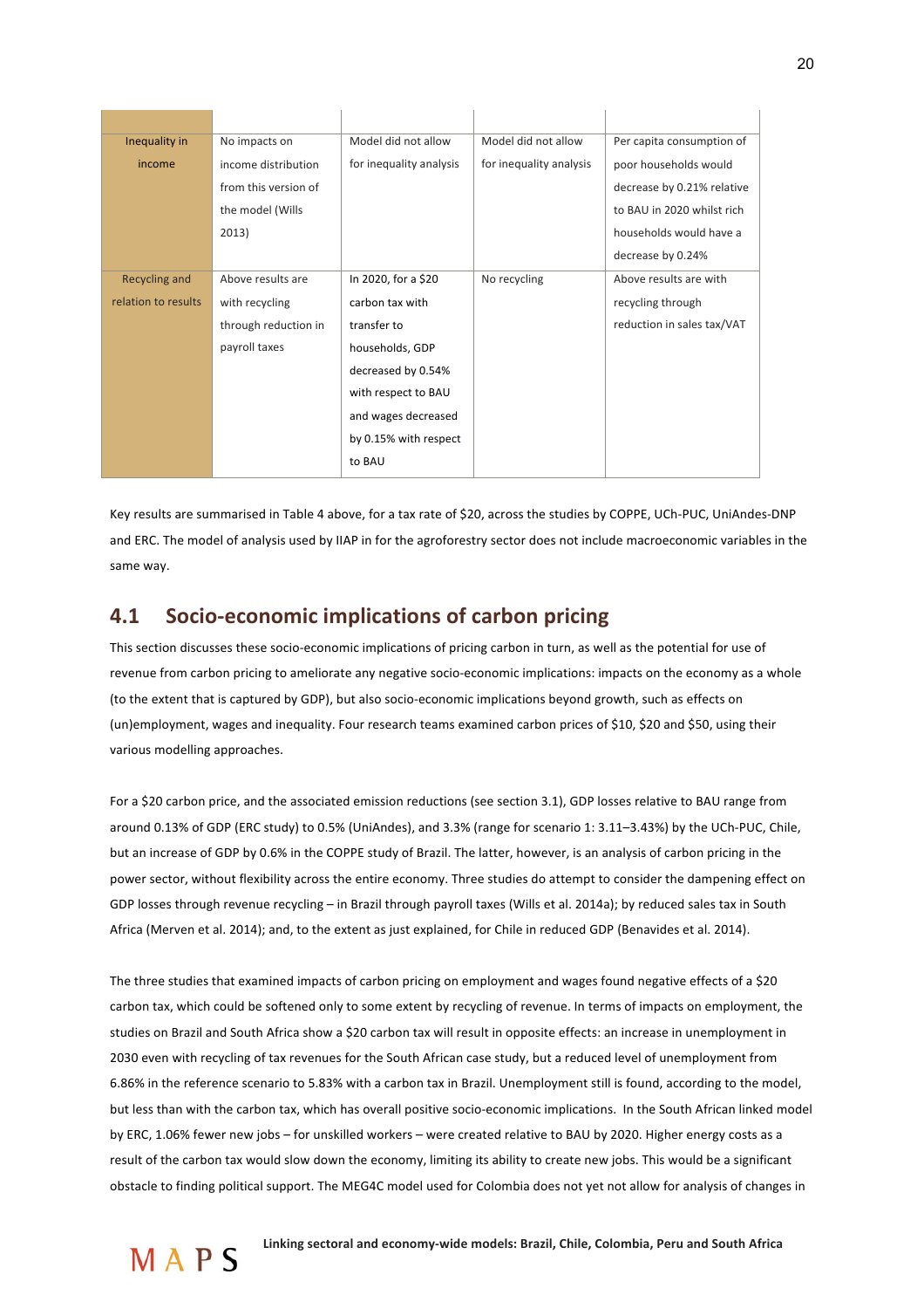| | | | | |
|---|---|---|---|---|
| Inequality in income | No impacts on income distribution from this version of the model (Wills 2013) | Model did not allow for inequality analysis | Model did not allow for inequality analysis | Per capita consumption of poor households would decrease by 0.21% relative to BAU in 2020 whilst rich households would have a decrease by 0.24% |
| Recycling and relation to results | Above results are with recycling through reduction in payroll taxes | In 2020, for a $20 carbon tax with transfer to households, GDP decreased by 0.54% with respect to BAU and wages decreased by 0.15% with respect to BAU | No recycling | Above results are with recycling through reduction in sales tax/VAT |

Key results are summarised in Table 4 above, for a tax rate of $20, across the studies by COPPE, UCh-PUC, UniAndes-DNP and ERC. The model of analysis used by IIAP in for the agroforestry sector does not include macroeconomic variables in the same way.

## 4.1 Socio-economic implications of carbon pricing

This section discusses these socio-economic implications of pricing carbon in turn, as well as the potential for use of revenue from carbon pricing to ameliorate any negative socio-economic implications: impacts on the economy as a whole (to the extent that is captured by GDP), but also socio-economic implications beyond growth, such as effects on (un)employment, wages and inequality. Four research teams examined carbon prices of $10, $20 and $50, using their various modelling approaches.

For a $20 carbon price, and the associated emission reductions (see section 3.1), GDP losses relative to BAU range from around 0.13% of GDP (ERC study) to 0.5% (UniAndes), and 3.3% (range for scenario 1: 3.11–3.43%) by the UCh-PUC, Chile, but an increase of GDP by 0.6% in the COPPE study of Brazil. The latter, however, is an analysis of carbon pricing in the power sector, without flexibility across the entire economy. Three studies do attempt to consider the dampening effect on GDP losses through revenue recycling – in Brazil through payroll taxes (Wills et al. 2014a); by reduced sales tax in South Africa (Merven et al. 2014); and, to the extent as just explained, for Chile in reduced GDP (Benavides et al. 2014).

The three studies that examined impacts of carbon pricing on employment and wages found negative effects of a $20 carbon tax, which could be softened only to some extent by recycling of revenue. In terms of impacts on employment, the studies on Brazil and South Africa show a $20 carbon tax will result in opposite effects: an increase in unemployment in 2030 even with recycling of tax revenues for the South African case study, but a reduced level of unemployment from 6.86% in the reference scenario to 5.83% with a carbon tax in Brazil. Unemployment still is found, according to the model, but less than with the carbon tax, which has overall positive socio-economic implications. In the South African linked model by ERC, 1.06% fewer new jobs – for unskilled workers – were created relative to BAU by 2020. Higher energy costs as a result of the carbon tax would slow down the economy, limiting its ability to create new jobs. This would be a significant obstacle to finding political support. The MEG4C model used for Colombia does not yet not allow for analysis of changes in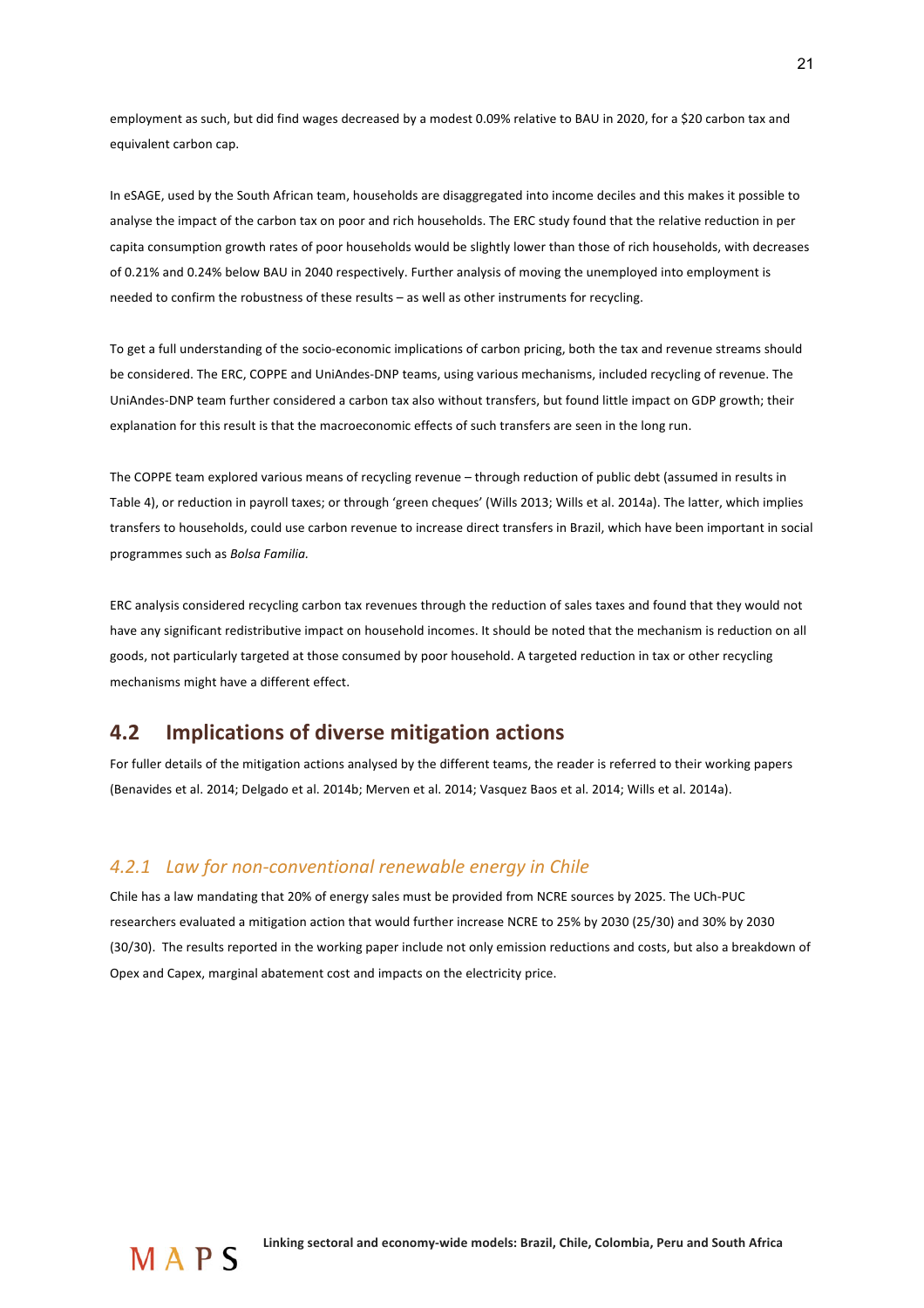employment as such, but did find wages decreased by a modest 0.09% relative to BAU in 2020, for a $20 carbon tax and equivalent carbon cap.

In eSAGE, used by the South African team, households are disaggregated into income deciles and this makes it possible to analyse the impact of the carbon tax on poor and rich households. The ERC study found that the relative reduction in per capita consumption growth rates of poor households would be slightly lower than those of rich households, with decreases of 0.21% and 0.24% below BAU in 2040 respectively. Further analysis of moving the unemployed into employment is needed to confirm the robustness of these results – as well as other instruments for recycling.

To get a full understanding of the socio-economic implications of carbon pricing, both the tax and revenue streams should be considered. The ERC, COPPE and UniAndes-DNP teams, using various mechanisms, included recycling of revenue. The UniAndes-DNP team further considered a carbon tax also without transfers, but found little impact on GDP growth; their explanation for this result is that the macroeconomic effects of such transfers are seen in the long run.

The COPPE team explored various means of recycling revenue – through reduction of public debt (assumed in results in Table 4), or reduction in payroll taxes; or through 'green cheques' (Wills 2013; Wills et al. 2014a). The latter, which implies transfers to households, could use carbon revenue to increase direct transfers in Brazil, which have been important in social programmes such as *Bolsa Familia.*

ERC analysis considered recycling carbon tax revenues through the reduction of sales taxes and found that they would not have any significant redistributive impact on household incomes. It should be noted that the mechanism is reduction on all goods, not particularly targeted at those consumed by poor household. A targeted reduction in tax or other recycling mechanisms might have a different effect.

## 4.2 Implications of diverse mitigation actions

For fuller details of the mitigation actions analysed by the different teams, the reader is referred to their working papers (Benavides et al. 2014; Delgado et al. 2014b; Merven et al. 2014; Vasquez Baos et al. 2014; Wills et al. 2014a).

### *4.2.1 Law for non-conventional renewable energy in Chile*

Chile has a law mandating that 20% of energy sales must be provided from NCRE sources by 2025. The UCh-PUC researchers evaluated a mitigation action that would further increase NCRE to 25% by 2030 (25/30) and 30% by 2030 (30/30). The results reported in the working paper include not only emission reductions and costs, but also a breakdown of Opex and Capex, marginal abatement cost and impacts on the electricity price.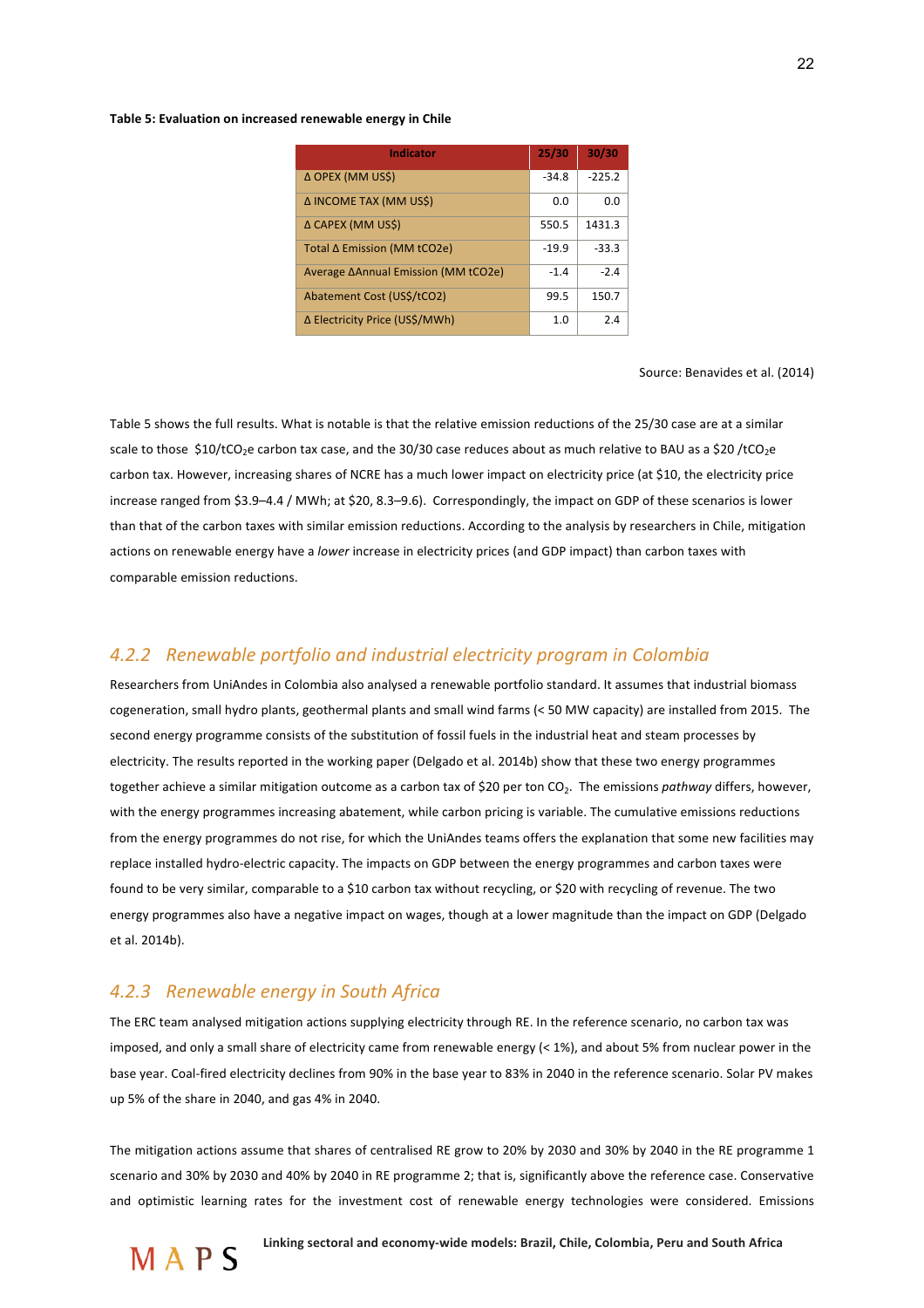**Table 5: Evaluation on increased renewable energy in Chile**

| Indicator | 25/30 | 30/30 |
|---|---|---|
| Δ OPEX (MM US$) | -34.8 | -225.2 |
| Δ INCOME TAX (MM US$) | 0.0 | 0.0 |
| Δ CAPEX (MM US$) | 550.5 | 1431.3 |
| Total Δ Emission (MM tCO2e) | -19.9 | -33.3 |
| Average ΔAnnual Emission (MM tCO2e) | -1.4 | -2.4 |
| Abatement Cost (US$/tCO2) | 99.5 | 150.7 |
| Δ Electricity Price (US$/MWh) | 1.0 | 2.4 |

Source: Benavides et al. (2014)

Table 5 shows the full results. What is notable is that the relative emission reductions of the 25/30 case are at a similar scale to those \$10/t$CO_2$e carbon tax case, and the 30/30 case reduces about as much relative to BAU as a \$20 /t$CO_2$e carbon tax. However, increasing shares of NCRE has a much lower impact on electricity price (at \$10, the electricity price increase ranged from \$3.9–4.4 / MWh; at \$20, 8.3–9.6). Correspondingly, the impact on GDP of these scenarios is lower than that of the carbon taxes with similar emission reductions. According to the analysis by researchers in Chile, mitigation actions on renewable energy have a *lower* increase in electricity prices (and GDP impact) than carbon taxes with comparable emission reductions.

### 4.2.2 Renewable portfolio and industrial electricity program in Colombia

Researchers from UniAndes in Colombia also analysed a renewable portfolio standard. It assumes that industrial biomass cogeneration, small hydro plants, geothermal plants and small wind farms (< 50 MW capacity) are installed from 2015. The second energy programme consists of the substitution of fossil fuels in the industrial heat and steam processes by electricity. The results reported in the working paper (Delgado et al. 2014b) show that these two energy programmes together achieve a similar mitigation outcome as a carbon tax of \$20 per ton $CO_2$. The emissions *pathway* differs, however, with the energy programmes increasing abatement, while carbon pricing is variable. The cumulative emissions reductions from the energy programmes do not rise, for which the UniAndes teams offers the explanation that some new facilities may replace installed hydro-electric capacity. The impacts on GDP between the energy programmes and carbon taxes were found to be very similar, comparable to a \$10 carbon tax without recycling, or \$20 with recycling of revenue. The two energy programmes also have a negative impact on wages, though at a lower magnitude than the impact on GDP (Delgado et al. 2014b).

### 4.2.3 Renewable energy in South Africa

The ERC team analysed mitigation actions supplying electricity through RE. In the reference scenario, no carbon tax was imposed, and only a small share of electricity came from renewable energy (< 1%), and about 5% from nuclear power in the base year. Coal-fired electricity declines from 90% in the base year to 83% in 2040 in the reference scenario. Solar PV makes up 5% of the share in 2040, and gas 4% in 2040.

The mitigation actions assume that shares of centralised RE grow to 20% by 2030 and 30% by 2040 in the RE programme 1 scenario and 30% by 2030 and 40% by 2040 in RE programme 2; that is, significantly above the reference case. Conservative and optimistic learning rates for the investment cost of renewable energy technologies were considered. Emissions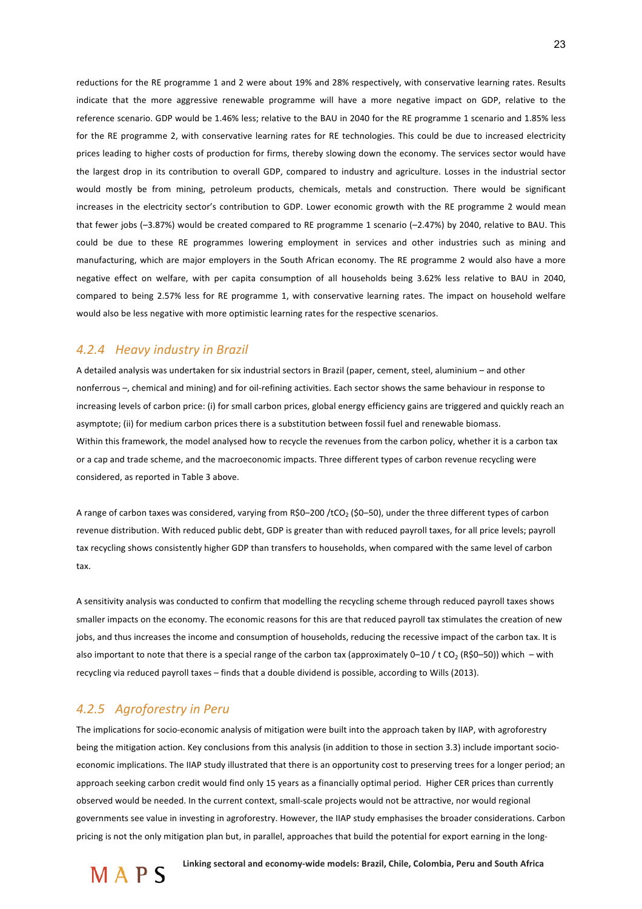reductions for the RE programme 1 and 2 were about 19% and 28% respectively, with conservative learning rates. Results indicate that the more aggressive renewable programme will have a more negative impact on GDP, relative to the reference scenario. GDP would be 1.46% less; relative to the BAU in 2040 for the RE programme 1 scenario and 1.85% less for the RE programme 2, with conservative learning rates for RE technologies. This could be due to increased electricity prices leading to higher costs of production for firms, thereby slowing down the economy. The services sector would have the largest drop in its contribution to overall GDP, compared to industry and agriculture. Losses in the industrial sector would mostly be from mining, petroleum products, chemicals, metals and construction. There would be significant increases in the electricity sector's contribution to GDP. Lower economic growth with the RE programme 2 would mean that fewer jobs (–3.87%) would be created compared to RE programme 1 scenario (–2.47%) by 2040, relative to BAU. This could be due to these RE programmes lowering employment in services and other industries such as mining and manufacturing, which are major employers in the South African economy. The RE programme 2 would also have a more negative effect on welfare, with per capita consumption of all households being 3.62% less relative to BAU in 2040, compared to being 2.57% less for RE programme 1, with conservative learning rates. The impact on household welfare would also be less negative with more optimistic learning rates for the respective scenarios.

### *4.2.4 Heavy industry in Brazil*

A detailed analysis was undertaken for six industrial sectors in Brazil (paper, cement, steel, aluminium – and other nonferrous –, chemical and mining) and for oil-refining activities. Each sector shows the same behaviour in response to increasing levels of carbon price: (i) for small carbon prices, global energy efficiency gains are triggered and quickly reach an asymptote; (ii) for medium carbon prices there is a substitution between fossil fuel and renewable biomass.
Within this framework, the model analysed how to recycle the revenues from the carbon policy, whether it is a carbon tax or a cap and trade scheme, and the macroeconomic impacts. Three different types of carbon revenue recycling were considered, as reported in Table 3 above.

A range of carbon taxes was considered, varying from R$0–200 /t$CO_2$ ($0–50), under the three different types of carbon revenue distribution. With reduced public debt, GDP is greater than with reduced payroll taxes, for all price levels; payroll tax recycling shows consistently higher GDP than transfers to households, when compared with the same level of carbon tax.

A sensitivity analysis was conducted to confirm that modelling the recycling scheme through reduced payroll taxes shows smaller impacts on the economy. The economic reasons for this are that reduced payroll tax stimulates the creation of new jobs, and thus increases the income and consumption of households, reducing the recessive impact of the carbon tax. It is also important to note that there is a special range of the carbon tax (approximately 0–10 / t $CO_2$ (R$0–50)) which – with recycling via reduced payroll taxes – finds that a double dividend is possible, according to Wills (2013).

### *4.2.5 Agroforestry in Peru*

The implications for socio-economic analysis of mitigation were built into the approach taken by IIAP, with agroforestry being the mitigation action. Key conclusions from this analysis (in addition to those in section 3.3) include important socio-economic implications. The IIAP study illustrated that there is an opportunity cost to preserving trees for a longer period; an approach seeking carbon credit would find only 15 years as a financially optimal period. Higher CER prices than currently observed would be needed. In the current context, small-scale projects would not be attractive, nor would regional governments see value in investing in agroforestry. However, the IIAP study emphasises the broader considerations. Carbon pricing is not the only mitigation plan but, in parallel, approaches that build the potential for export earning in the long-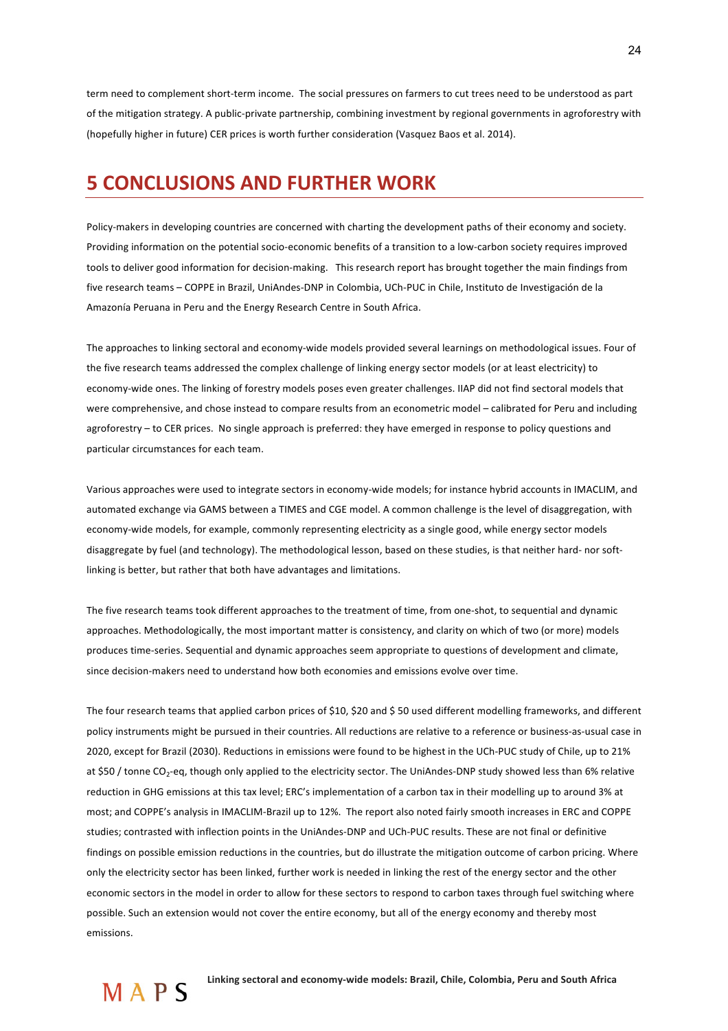term need to complement short-term income. The social pressures on farmers to cut trees need to be understood as part of the mitigation strategy. A public-private partnership, combining investment by regional governments in agroforestry with (hopefully higher in future) CER prices is worth further consideration (Vasquez Baos et al. 2014).

# 5 CONCLUSIONS AND FURTHER WORK

Policy-makers in developing countries are concerned with charting the development paths of their economy and society. Providing information on the potential socio-economic benefits of a transition to a low-carbon society requires improved tools to deliver good information for decision-making. This research report has brought together the main findings from five research teams – COPPE in Brazil, UniAndes-DNP in Colombia, UCh-PUC in Chile, Instituto de Investigación de la Amazonía Peruana in Peru and the Energy Research Centre in South Africa.

The approaches to linking sectoral and economy-wide models provided several learnings on methodological issues. Four of the five research teams addressed the complex challenge of linking energy sector models (or at least electricity) to economy-wide ones. The linking of forestry models poses even greater challenges. IIAP did not find sectoral models that were comprehensive, and chose instead to compare results from an econometric model – calibrated for Peru and including agroforestry – to CER prices. No single approach is preferred: they have emerged in response to policy questions and particular circumstances for each team.

Various approaches were used to integrate sectors in economy-wide models; for instance hybrid accounts in IMACLIM, and automated exchange via GAMS between a TIMES and CGE model. A common challenge is the level of disaggregation, with economy-wide models, for example, commonly representing electricity as a single good, while energy sector models disaggregate by fuel (and technology). The methodological lesson, based on these studies, is that neither hard- nor soft-linking is better, but rather that both have advantages and limitations.

The five research teams took different approaches to the treatment of time, from one-shot, to sequential and dynamic approaches. Methodologically, the most important matter is consistency, and clarity on which of two (or more) models produces time-series. Sequential and dynamic approaches seem appropriate to questions of development and climate, since decision-makers need to understand how both economies and emissions evolve over time.

The four research teams that applied carbon prices of \$10, \$20 and \$ 50 used different modelling frameworks, and different policy instruments might be pursued in their countries. All reductions are relative to a reference or business-as-usual case in 2020, except for Brazil (2030). Reductions in emissions were found to be highest in the UCh-PUC study of Chile, up to 21% at \$50 / tonne $CO_2$-eq, though only applied to the electricity sector. The UniAndes-DNP study showed less than 6% relative reduction in GHG emissions at this tax level; ERC's implementation of a carbon tax in their modelling up to around 3% at most; and COPPE's analysis in IMACLIM-Brazil up to 12%. The report also noted fairly smooth increases in ERC and COPPE studies; contrasted with inflection points in the UniAndes-DNP and UCh-PUC results. These are not final or definitive findings on possible emission reductions in the countries, but do illustrate the mitigation outcome of carbon pricing. Where only the electricity sector has been linked, further work is needed in linking the rest of the energy sector and the other economic sectors in the model in order to allow for these sectors to respond to carbon taxes through fuel switching where possible. Such an extension would not cover the entire economy, but all of the energy economy and thereby most emissions.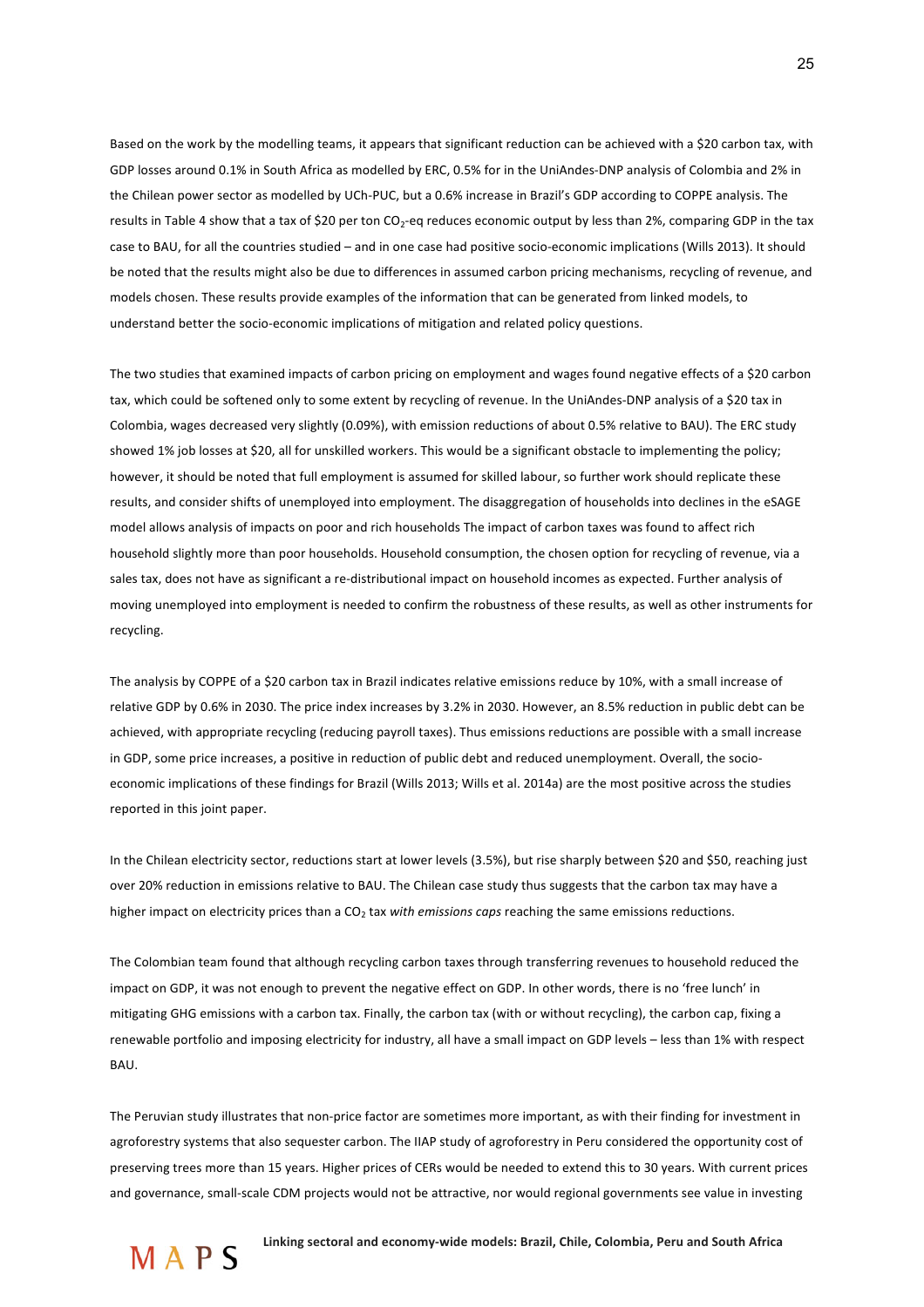Based on the work by the modelling teams, it appears that significant reduction can be achieved with a \$20 carbon tax, with GDP losses around 0.1% in South Africa as modelled by ERC, 0.5% for in the UniAndes-DNP analysis of Colombia and 2% in the Chilean power sector as modelled by UCh-PUC, but a 0.6% increase in Brazil's GDP according to COPPE analysis. The results in Table 4 show that a tax of \$20 per ton $CO_2$-eq reduces economic output by less than 2%, comparing GDP in the tax case to BAU, for all the countries studied – and in one case had positive socio-economic implications (Wills 2013). It should be noted that the results might also be due to differences in assumed carbon pricing mechanisms, recycling of revenue, and models chosen. These results provide examples of the information that can be generated from linked models, to understand better the socio-economic implications of mitigation and related policy questions.

The two studies that examined impacts of carbon pricing on employment and wages found negative effects of a \$20 carbon tax, which could be softened only to some extent by recycling of revenue. In the UniAndes-DNP analysis of a \$20 tax in Colombia, wages decreased very slightly (0.09%), with emission reductions of about 0.5% relative to BAU). The ERC study showed 1% job losses at \$20, all for unskilled workers. This would be a significant obstacle to implementing the policy; however, it should be noted that full employment is assumed for skilled labour, so further work should replicate these results, and consider shifts of unemployed into employment. The disaggregation of households into declines in the eSAGE model allows analysis of impacts on poor and rich households The impact of carbon taxes was found to affect rich household slightly more than poor households. Household consumption, the chosen option for recycling of revenue, via a sales tax, does not have as significant a re-distributional impact on household incomes as expected. Further analysis of moving unemployed into employment is needed to confirm the robustness of these results, as well as other instruments for recycling.

The analysis by COPPE of a \$20 carbon tax in Brazil indicates relative emissions reduce by 10%, with a small increase of relative GDP by 0.6% in 2030. The price index increases by 3.2% in 2030. However, an 8.5% reduction in public debt can be achieved, with appropriate recycling (reducing payroll taxes). Thus emissions reductions are possible with a small increase in GDP, some price increases, a positive in reduction of public debt and reduced unemployment. Overall, the socio-economic implications of these findings for Brazil (Wills 2013; Wills et al. 2014a) are the most positive across the studies reported in this joint paper.

In the Chilean electricity sector, reductions start at lower levels (3.5%), but rise sharply between \$20 and \$50, reaching just over 20% reduction in emissions relative to BAU. The Chilean case study thus suggests that the carbon tax may have a higher impact on electricity prices than a $CO_2$ tax *with emissions caps* reaching the same emissions reductions.

The Colombian team found that although recycling carbon taxes through transferring revenues to household reduced the impact on GDP, it was not enough to prevent the negative effect on GDP. In other words, there is no 'free lunch' in mitigating GHG emissions with a carbon tax. Finally, the carbon tax (with or without recycling), the carbon cap, fixing a renewable portfolio and imposing electricity for industry, all have a small impact on GDP levels – less than 1% with respect BAU.

The Peruvian study illustrates that non-price factor are sometimes more important, as with their finding for investment in agroforestry systems that also sequester carbon. The IIAP study of agroforestry in Peru considered the opportunity cost of preserving trees more than 15 years. Higher prices of CERs would be needed to extend this to 30 years. With current prices and governance, small-scale CDM projects would not be attractive, nor would regional governments see value in investing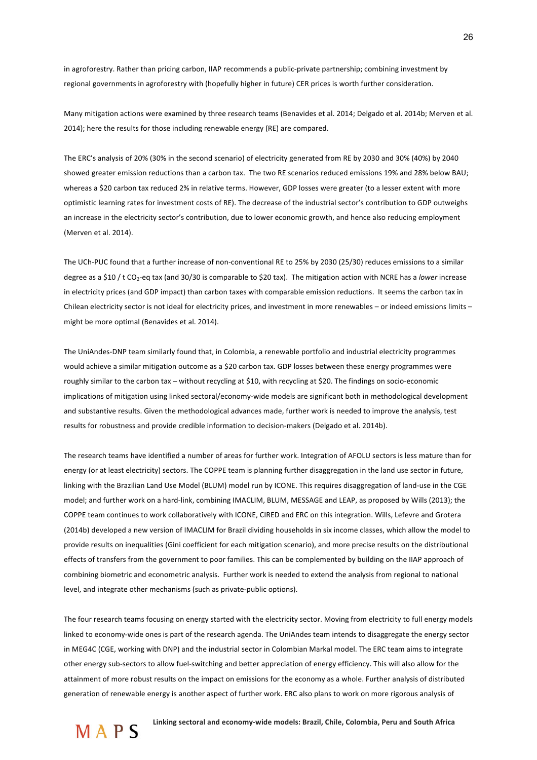in agroforestry. Rather than pricing carbon, IIAP recommends a public-private partnership; combining investment by regional governments in agroforestry with (hopefully higher in future) CER prices is worth further consideration.

Many mitigation actions were examined by three research teams (Benavides et al. 2014; Delgado et al. 2014b; Merven et al. 2014); here the results for those including renewable energy (RE) are compared.

The ERC's analysis of 20% (30% in the second scenario) of electricity generated from RE by 2030 and 30% (40%) by 2040 showed greater emission reductions than a carbon tax. The two RE scenarios reduced emissions 19% and 28% below BAU; whereas a \$20 carbon tax reduced 2% in relative terms. However, GDP losses were greater (to a lesser extent with more optimistic learning rates for investment costs of RE). The decrease of the industrial sector's contribution to GDP outweighs an increase in the electricity sector's contribution, due to lower economic growth, and hence also reducing employment (Merven et al. 2014).

The UCh-PUC found that a further increase of non-conventional RE to 25% by 2030 (25/30) reduces emissions to a similar degree as a \$10 / t $CO_2$-eq tax (and 30/30 is comparable to \$20 tax). The mitigation action with NCRE has a *lower* increase in electricity prices (and GDP impact) than carbon taxes with comparable emission reductions. It seems the carbon tax in Chilean electricity sector is not ideal for electricity prices, and investment in more renewables – or indeed emissions limits – might be more optimal (Benavides et al. 2014).

The UniAndes-DNP team similarly found that, in Colombia, a renewable portfolio and industrial electricity programmes would achieve a similar mitigation outcome as a \$20 carbon tax. GDP losses between these energy programmes were roughly similar to the carbon tax – without recycling at \$10, with recycling at \$20. The findings on socio-economic implications of mitigation using linked sectoral/economy-wide models are significant both in methodological development and substantive results. Given the methodological advances made, further work is needed to improve the analysis, test results for robustness and provide credible information to decision-makers (Delgado et al. 2014b).

The research teams have identified a number of areas for further work. Integration of AFOLU sectors is less mature than for energy (or at least electricity) sectors. The COPPE team is planning further disaggregation in the land use sector in future, linking with the Brazilian Land Use Model (BLUM) model run by ICONE. This requires disaggregation of land-use in the CGE model; and further work on a hard-link, combining IMACLIM, BLUM, MESSAGE and LEAP, as proposed by Wills (2013); the COPPE team continues to work collaboratively with ICONE, CIRED and ERC on this integration. Wills, Lefevre and Grotera (2014b) developed a new version of IMACLIM for Brazil dividing households in six income classes, which allow the model to provide results on inequalities (Gini coefficient for each mitigation scenario), and more precise results on the distributional effects of transfers from the government to poor families. This can be complemented by building on the IIAP approach of combining biometric and econometric analysis. Further work is needed to extend the analysis from regional to national level, and integrate other mechanisms (such as private-public options).

The four research teams focusing on energy started with the electricity sector. Moving from electricity to full energy models linked to economy-wide ones is part of the research agenda. The UniAndes team intends to disaggregate the energy sector in MEG4C (CGE, working with DNP) and the industrial sector in Colombian Markal model. The ERC team aims to integrate other energy sub-sectors to allow fuel-switching and better appreciation of energy efficiency. This will also allow for the attainment of more robust results on the impact on emissions for the economy as a whole. Further analysis of distributed generation of renewable energy is another aspect of further work. ERC also plans to work on more rigorous analysis of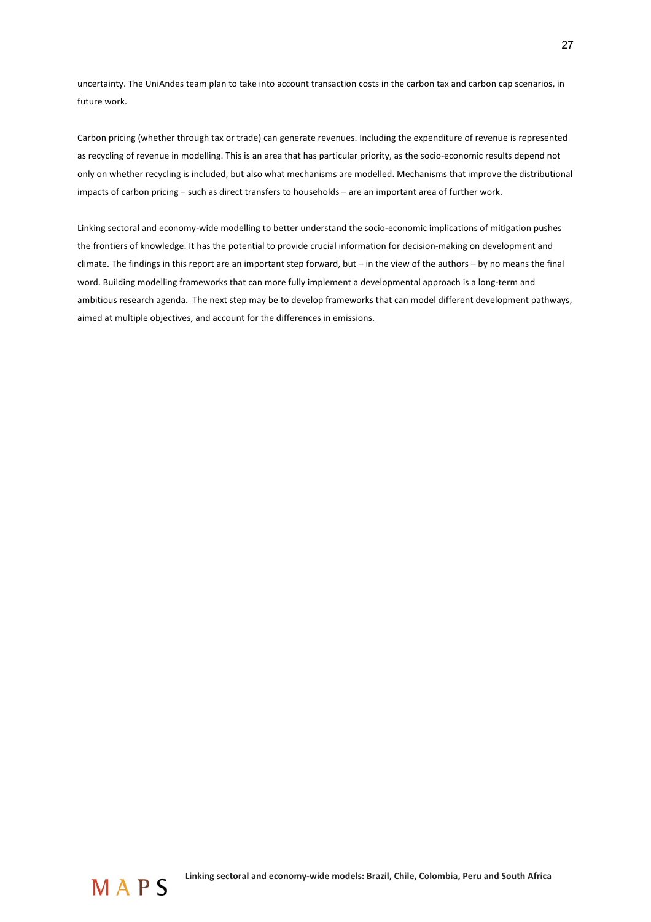uncertainty. The UniAndes team plan to take into account transaction costs in the carbon tax and carbon cap scenarios, in future work.

Carbon pricing (whether through tax or trade) can generate revenues. Including the expenditure of revenue is represented as recycling of revenue in modelling. This is an area that has particular priority, as the socio-economic results depend not only on whether recycling is included, but also what mechanisms are modelled. Mechanisms that improve the distributional impacts of carbon pricing – such as direct transfers to households – are an important area of further work.

Linking sectoral and economy-wide modelling to better understand the socio-economic implications of mitigation pushes the frontiers of knowledge. It has the potential to provide crucial information for decision-making on development and climate. The findings in this report are an important step forward, but – in the view of the authors – by no means the final word. Building modelling frameworks that can more fully implement a developmental approach is a long-term and ambitious research agenda. The next step may be to develop frameworks that can model different development pathways, aimed at multiple objectives, and account for the differences in emissions.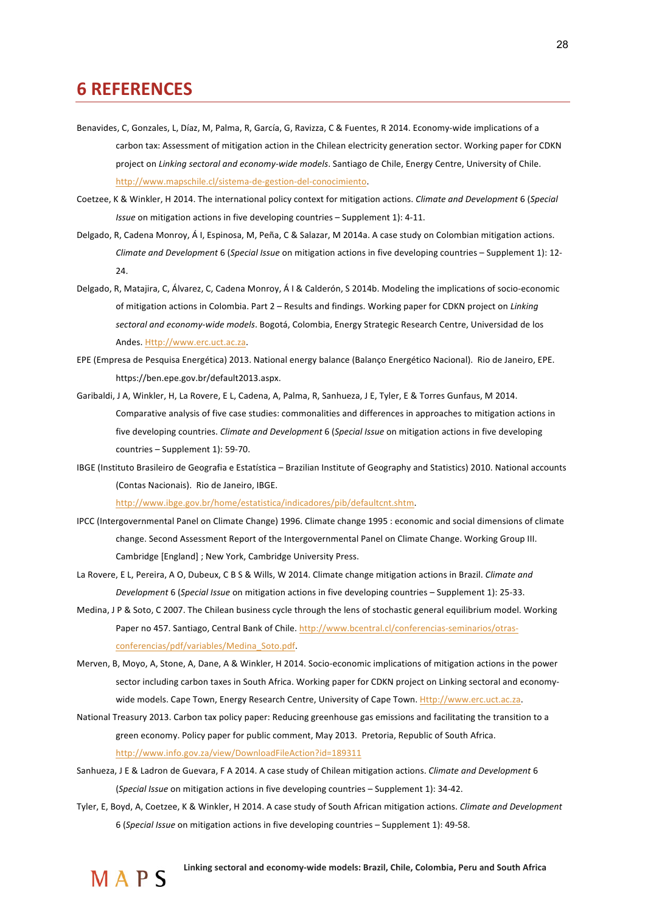# 6 REFERENCES

Benavides, C, Gonzales, L, Díaz, M, Palma, R, García, G, Ravizza, C & Fuentes, R 2014. Economy-wide implications of a carbon tax: Assessment of mitigation action in the Chilean electricity generation sector. Working paper for CDKN project on *Linking sectoral and economy-wide models*. Santiago de Chile, Energy Centre, University of Chile. http://www.mapschile.cl/sistema-de-gestion-del-conocimiento.

Coetzee, K & Winkler, H 2014. The international policy context for mitigation actions. *Climate and Development* 6 (*Special Issue* on mitigation actions in five developing countries – Supplement 1): 4-11.

Delgado, R, Cadena Monroy, Á I, Espinosa, M, Peña, C & Salazar, M 2014a. A case study on Colombian mitigation actions. *Climate and Development* 6 (*Special Issue* on mitigation actions in five developing countries – Supplement 1): 12-24.

Delgado, R, Matajira, C, Álvarez, C, Cadena Monroy, Á I & Calderón, S 2014b. Modeling the implications of socio-economic of mitigation actions in Colombia. Part 2 – Results and findings. Working paper for CDKN project on *Linking sectoral and economy-wide models*. Bogotá, Colombia, Energy Strategic Research Centre, Universidad de los Andes. Http://www.erc.uct.ac.za.

EPE (Empresa de Pesquisa Energética) 2013. National energy balance (Balanço Energético Nacional). Rio de Janeiro, EPE. https://ben.epe.gov.br/default2013.aspx.

Garibaldi, J A, Winkler, H, La Rovere, E L, Cadena, A, Palma, R, Sanhueza, J E, Tyler, E & Torres Gunfaus, M 2014. Comparative analysis of five case studies: commonalities and differences in approaches to mitigation actions in five developing countries. *Climate and Development* 6 (*Special Issue* on mitigation actions in five developing countries – Supplement 1): 59-70.

IBGE (Instituto Brasileiro de Geografia e Estatística – Brazilian Institute of Geography and Statistics) 2010. National accounts (Contas Nacionais). Rio de Janeiro, IBGE. http://www.ibge.gov.br/home/estatistica/indicadores/pib/defaultcnt.shtm.

IPCC (Intergovernmental Panel on Climate Change) 1996. Climate change 1995 : economic and social dimensions of climate change. Second Assessment Report of the Intergovernmental Panel on Climate Change. Working Group III. Cambridge [England] ; New York, Cambridge University Press.

La Rovere, E L, Pereira, A O, Dubeux, C B S & Wills, W 2014. Climate change mitigation actions in Brazil. *Climate and Development* 6 (*Special Issue* on mitigation actions in five developing countries – Supplement 1): 25-33.

Medina, J P & Soto, C 2007. The Chilean business cycle through the lens of stochastic general equilibrium model. Working Paper no 457. Santiago, Central Bank of Chile. http://www.bcentral.cl/conferencias-seminarios/otras-conferencias/pdf/variables/Medina_Soto.pdf.

Merven, B, Moyo, A, Stone, A, Dane, A & Winkler, H 2014. Socio-economic implications of mitigation actions in the power sector including carbon taxes in South Africa. Working paper for CDKN project on Linking sectoral and economy-wide models. Cape Town, Energy Research Centre, University of Cape Town. Http://www.erc.uct.ac.za.

National Treasury 2013. Carbon tax policy paper: Reducing greenhouse gas emissions and facilitating the transition to a green economy. Policy paper for public comment, May 2013. Pretoria, Republic of South Africa. http://www.info.gov.za/view/DownloadFileAction?id=189311

Sanhueza, J E & Ladron de Guevara, F A 2014. A case study of Chilean mitigation actions. *Climate and Development* 6 (*Special Issue* on mitigation actions in five developing countries – Supplement 1): 34-42.

Tyler, E, Boyd, A, Coetzee, K & Winkler, H 2014. A case study of South African mitigation actions. *Climate and Development* 6 (*Special Issue* on mitigation actions in five developing countries – Supplement 1): 49-58.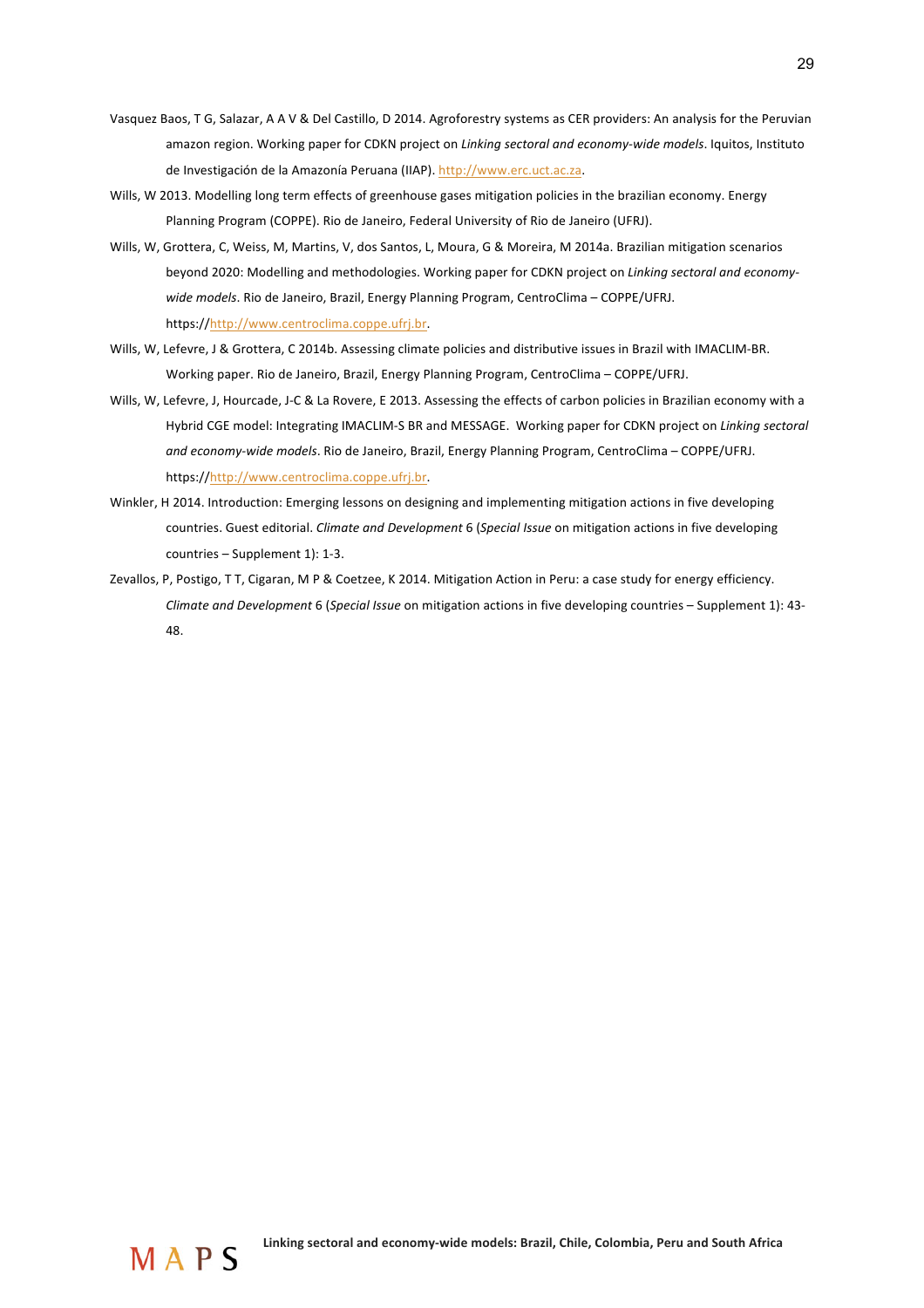Vasquez Baos, T G, Salazar, A A V & Del Castillo, D 2014. Agroforestry systems as CER providers: An analysis for the Peruvian amazon region. Working paper for CDKN project on *Linking sectoral and economy-wide models*. Iquitos, Instituto de Investigación de la Amazonía Peruana (IIAP). http://www.erc.uct.ac.za.

Wills, W 2013. Modelling long term effects of greenhouse gases mitigation policies in the brazilian economy. Energy Planning Program (COPPE). Rio de Janeiro, Federal University of Rio de Janeiro (UFRJ).

Wills, W, Grottera, C, Weiss, M, Martins, V, dos Santos, L, Moura, G & Moreira, M 2014a. Brazilian mitigation scenarios beyond 2020: Modelling and methodologies. Working paper for CDKN project on *Linking sectoral and economy-wide models*. Rio de Janeiro, Brazil, Energy Planning Program, CentroClima – COPPE/UFRJ. https://http://www.centroclima.coppe.ufrj.br.

Wills, W, Lefevre, J & Grottera, C 2014b. Assessing climate policies and distributive issues in Brazil with IMACLIM-BR. Working paper. Rio de Janeiro, Brazil, Energy Planning Program, CentroClima – COPPE/UFRJ.

Wills, W, Lefevre, J, Hourcade, J-C & La Rovere, E 2013. Assessing the effects of carbon policies in Brazilian economy with a Hybrid CGE model: Integrating IMACLIM-S BR and MESSAGE. Working paper for CDKN project on *Linking sectoral and economy-wide models*. Rio de Janeiro, Brazil, Energy Planning Program, CentroClima – COPPE/UFRJ. https://http://www.centroclima.coppe.ufrj.br.

Winkler, H 2014. Introduction: Emerging lessons on designing and implementing mitigation actions in five developing countries. Guest editorial. *Climate and Development* 6 (*Special Issue* on mitigation actions in five developing countries – Supplement 1): 1-3.

Zevallos, P, Postigo, T T, Cigaran, M P & Coetzee, K 2014. Mitigation Action in Peru: a case study for energy efficiency. *Climate and Development* 6 (*Special Issue* on mitigation actions in five developing countries – Supplement 1): 43-48.